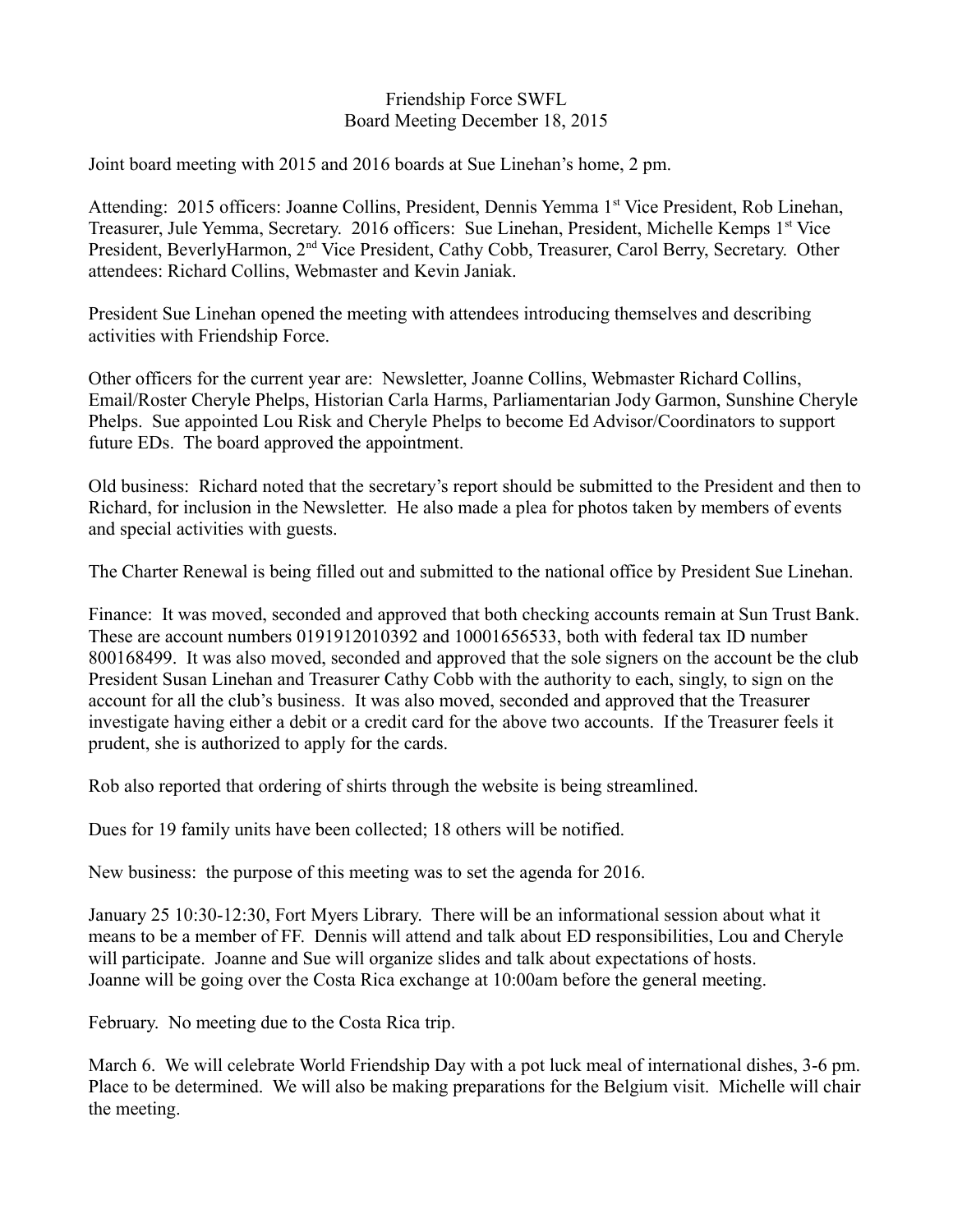# Friendship Force SWFL
## Board Meeting December 18, 2015

Joint board meeting with 2015 and 2016 boards at Sue Linehan's home, 2 pm.

Attending: 2015 officers: Joanne Collins, President, Dennis Yemma 1st Vice President, Rob Linehan, Treasurer, Jule Yemma, Secretary. 2016 officers: Sue Linehan, President, Michelle Kemps 1st Vice President, BeverlyHarmon, 2nd Vice President, Cathy Cobb, Treasurer, Carol Berry, Secretary. Other attendees: Richard Collins, Webmaster and Kevin Janiak.

President Sue Linehan opened the meeting with attendees introducing themselves and describing activities with Friendship Force.

Other officers for the current year are: Newsletter, Joanne Collins, Webmaster Richard Collins, Email/Roster Cheryle Phelps, Historian Carla Harms, Parliamentarian Jody Garmon, Sunshine Cheryle Phelps. Sue appointed Lou Risk and Cheryle Phelps to become Ed Advisor/Coordinators to support future EDs. The board approved the appointment.

Old business: Richard noted that the secretary's report should be submitted to the President and then to Richard, for inclusion in the Newsletter. He also made a plea for photos taken by members of events and special activities with guests.

The Charter Renewal is being filled out and submitted to the national office by President Sue Linehan.

Finance: It was moved, seconded and approved that both checking accounts remain at Sun Trust Bank. These are account numbers 0191912010392 and 10001656533, both with federal tax ID number 800168499. It was also moved, seconded and approved that the sole signers on the account be the club President Susan Linehan and Treasurer Cathy Cobb with the authority to each, singly, to sign on the account for all the club's business. It was also moved, seconded and approved that the Treasurer investigate having either a debit or a credit card for the above two accounts. If the Treasurer feels it prudent, she is authorized to apply for the cards.

Rob also reported that ordering of shirts through the website is being streamlined.

Dues for 19 family units have been collected; 18 others will be notified.

New business: the purpose of this meeting was to set the agenda for 2016.

January 25 10:30-12:30, Fort Myers Library. There will be an informational session about what it means to be a member of FF. Dennis will attend and talk about ED responsibilities, Lou and Cheryle will participate. Joanne and Sue will organize slides and talk about expectations of hosts.
Joanne will be going over the Costa Rica exchange at 10:00am before the general meeting.

February. No meeting due to the Costa Rica trip.

March 6. We will celebrate World Friendship Day with a pot luck meal of international dishes, 3-6 pm. Place to be determined. We will also be making preparations for the Belgium visit. Michelle will chair the meeting.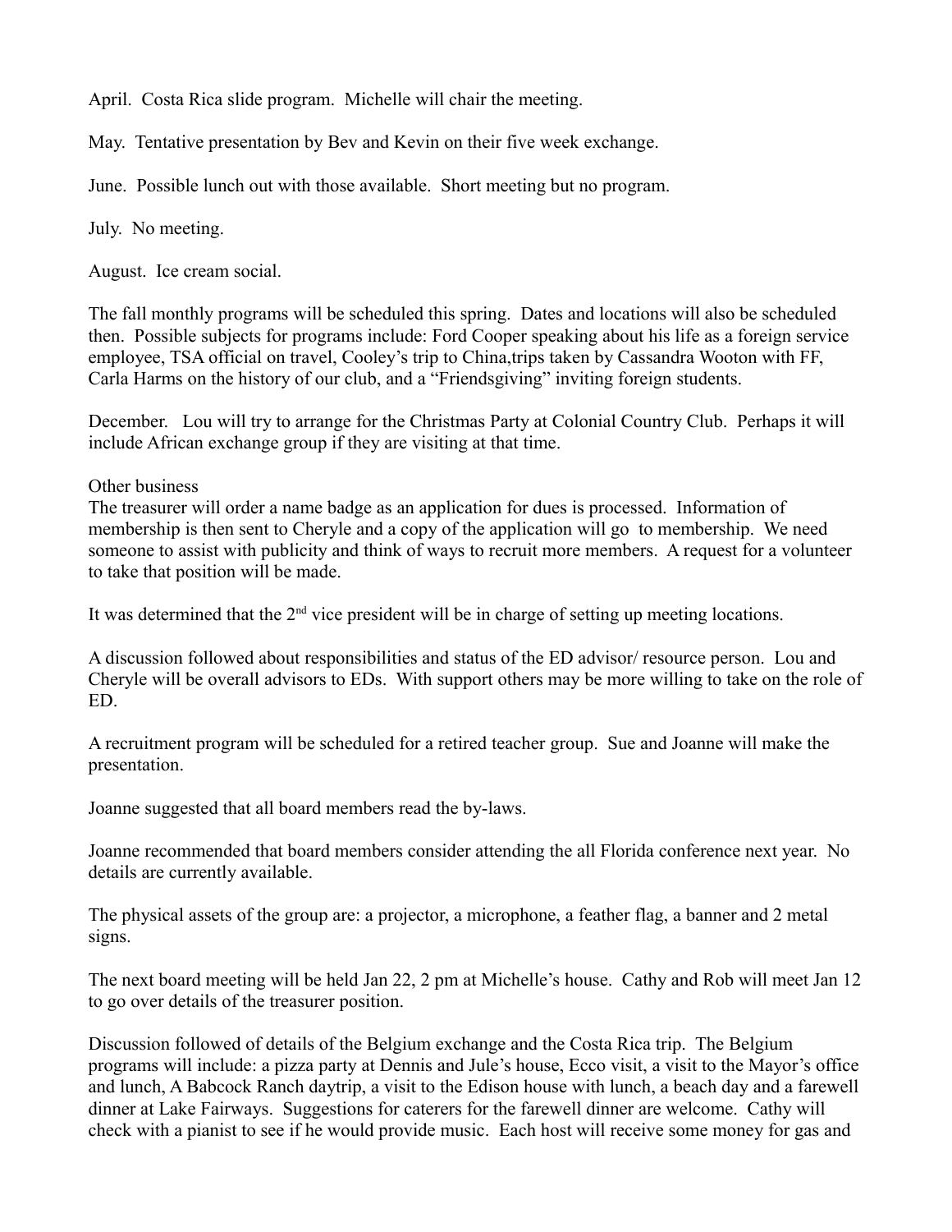April. Costa Rica slide program. Michelle will chair the meeting.

May. Tentative presentation by Bev and Kevin on their five week exchange.

June. Possible lunch out with those available. Short meeting but no program.

July. No meeting.

August. Ice cream social.

The fall monthly programs will be scheduled this spring. Dates and locations will also be scheduled then. Possible subjects for programs include: Ford Cooper speaking about his life as a foreign service employee, TSA official on travel, Cooley's trip to China,trips taken by Cassandra Wooton with FF, Carla Harms on the history of our club, and a "Friendsgiving" inviting foreign students.

December. Lou will try to arrange for the Christmas Party at Colonial Country Club. Perhaps it will include African exchange group if they are visiting at that time.

Other business

The treasurer will order a name badge as an application for dues is processed. Information of membership is then sent to Cheryle and a copy of the application will go to membership. We need someone to assist with publicity and think of ways to recruit more members. A request for a volunteer to take that position will be made.

It was determined that the 2nd vice president will be in charge of setting up meeting locations.

A discussion followed about responsibilities and status of the ED advisor/ resource person. Lou and Cheryle will be overall advisors to EDs. With support others may be more willing to take on the role of ED.

A recruitment program will be scheduled for a retired teacher group. Sue and Joanne will make the presentation.

Joanne suggested that all board members read the by-laws.

Joanne recommended that board members consider attending the all Florida conference next year. No details are currently available.

The physical assets of the group are: a projector, a microphone, a feather flag, a banner and 2 metal signs.

The next board meeting will be held Jan 22, 2 pm at Michelle's house. Cathy and Rob will meet Jan 12 to go over details of the treasurer position.

Discussion followed of details of the Belgium exchange and the Costa Rica trip. The Belgium programs will include: a pizza party at Dennis and Jule's house, Ecco visit, a visit to the Mayor's office and lunch, A Babcock Ranch daytrip, a visit to the Edison house with lunch, a beach day and a farewell dinner at Lake Fairways. Suggestions for caterers for the farewell dinner are welcome. Cathy will check with a pianist to see if he would provide music. Each host will receive some money for gas and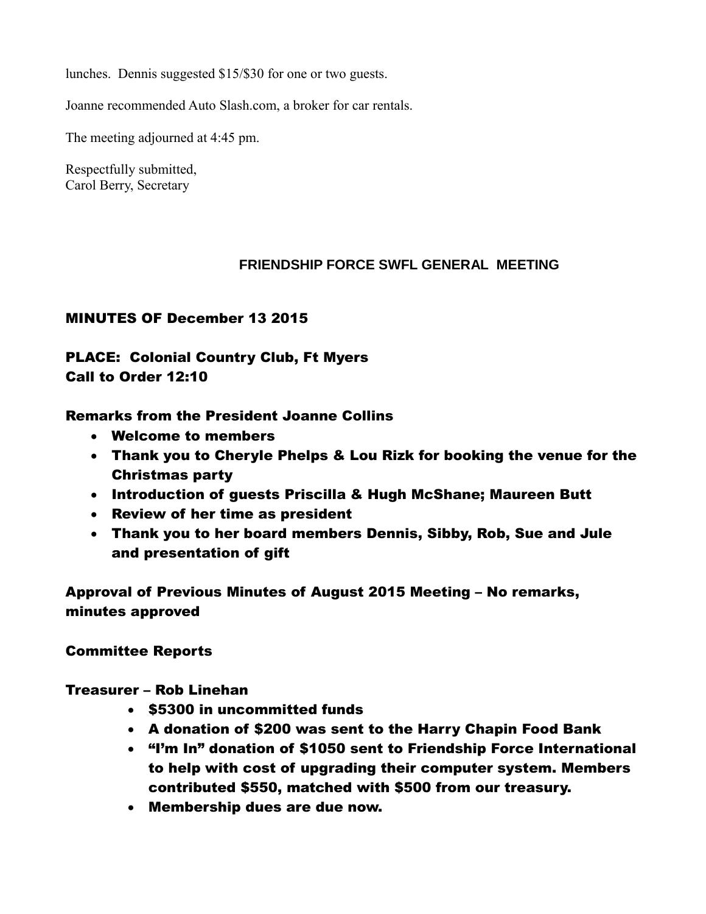lunches. Dennis suggested $15/$30 for one or two guests.

Joanne recommended Auto Slash.com, a broker for car rentals.

The meeting adjourned at 4:45 pm.

Respectfully submitted,
Carol Berry, Secretary

## FRIENDSHIP FORCE SWFL GENERAL MEETING

**MINUTES OF December 13 2015**

**PLACE: Colonial Country Club, Ft Myers**
**Call to Order 12:10**

**Remarks from the President Joanne Collins**

- **Welcome to members**
- **Thank you to Cheryle Phelps & Lou Rizk for booking the venue for the Christmas party**
- **Introduction of guests Priscilla & Hugh McShane; Maureen Butt**
- **Review of her time as president**
- **Thank you to her board members Dennis, Sibby, Rob, Sue and Jule and presentation of gift**

**Approval of Previous Minutes of August 2015 Meeting – No remarks, minutes approved**

**Committee Reports**

**Treasurer – Rob Linehan**

- **$5300 in uncommitted funds**
- **A donation of $200 was sent to the Harry Chapin Food Bank**
- **"I'm In" donation of $1050 sent to Friendship Force International to help with cost of upgrading their computer system. Members contributed $550, matched with $500 from our treasury.**
- **Membership dues are due now.**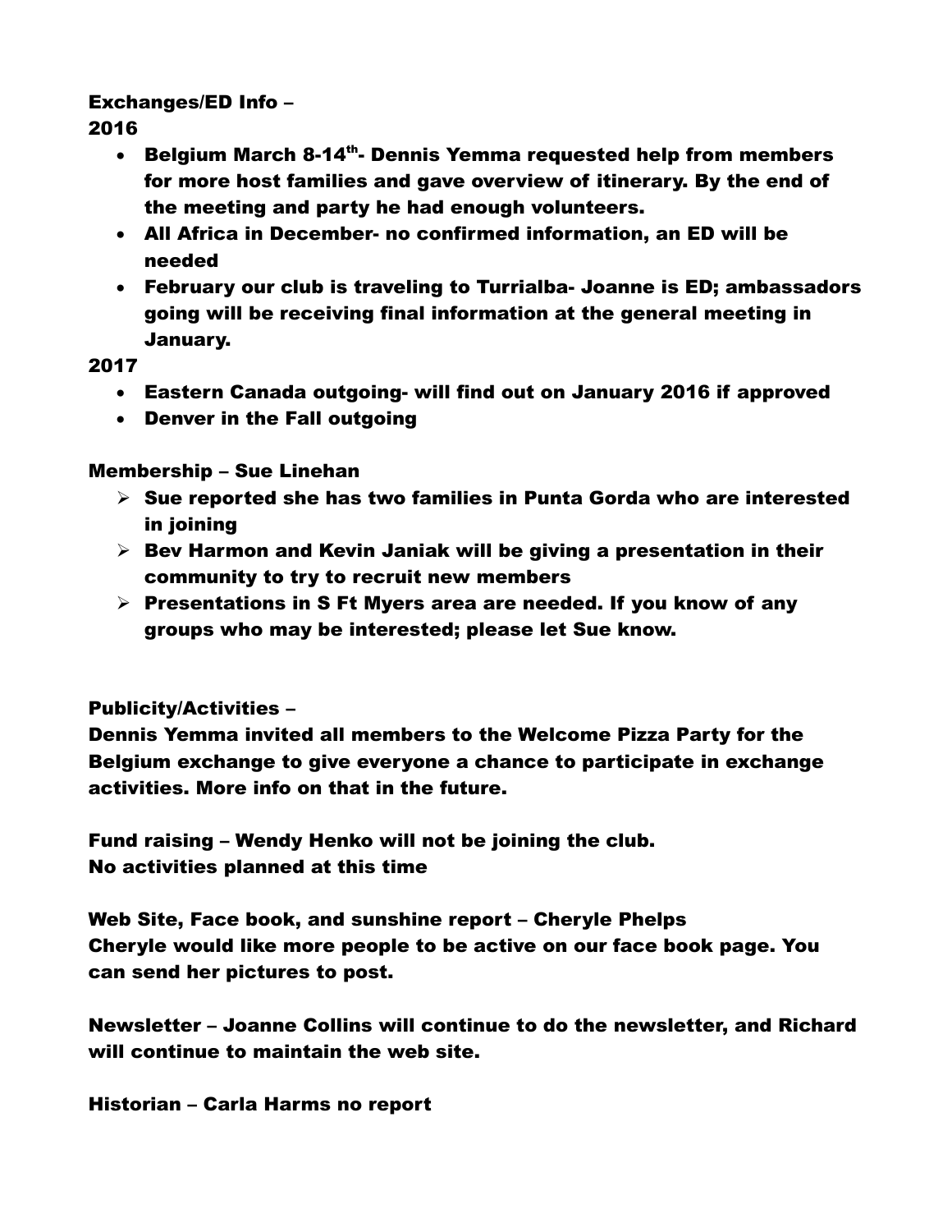**Exchanges/ED Info –**

**2016**

- **Belgium March 8-14th- Dennis Yemma requested help from members for more host families and gave overview of itinerary. By the end of the meeting and party he had enough volunteers.**
- **All Africa in December- no confirmed information, an ED will be needed**
- **February our club is traveling to Turrialba- Joanne is ED; ambassadors going will be receiving final information at the general meeting in January.**

**2017**

- **Eastern Canada outgoing- will find out on January 2016 if approved**
- **Denver in the Fall outgoing**

**Membership – Sue Linehan**

- **Sue reported she has two families in Punta Gorda who are interested in joining**
- **Bev Harmon and Kevin Janiak will be giving a presentation in their community to try to recruit new members**
- **Presentations in S Ft Myers area are needed. If you know of any groups who may be interested; please let Sue know.**

**Publicity/Activities –**
**Dennis Yemma invited all members to the Welcome Pizza Party for the Belgium exchange to give everyone a chance to participate in exchange activities. More info on that in the future.**

**Fund raising – Wendy Henko will not be joining the club.**
**No activities planned at this time**

**Web Site, Face book, and sunshine report – Cheryle Phelps**
**Cheryle would like more people to be active on our face book page. You can send her pictures to post.**

**Newsletter – Joanne Collins will continue to do the newsletter, and Richard will continue to maintain the web site.**

**Historian – Carla Harms no report**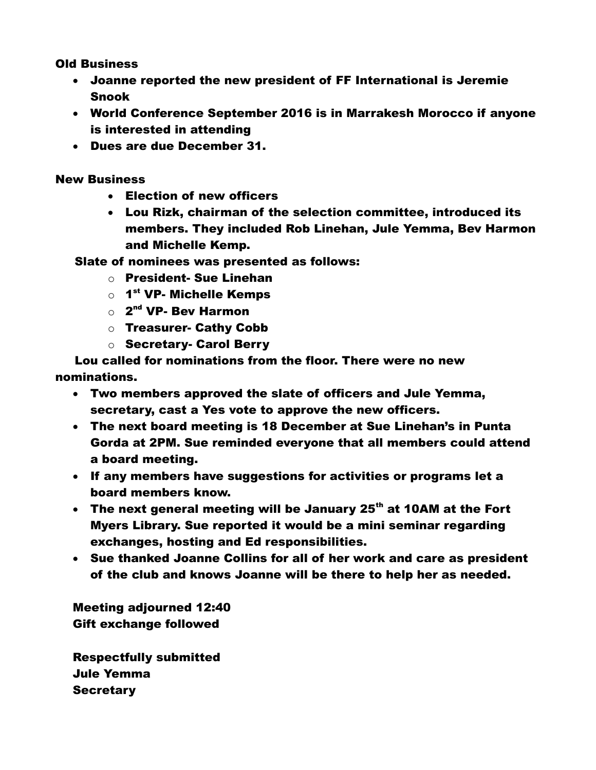**Old Business**

- **Joanne reported the new president of FF International is Jeremie Snook**
- **World Conference September 2016 is in Marrakesh Morocco if anyone is interested in attending**
- **Dues are due December 31.**

**New Business**

- **Election of new officers**
- **Lou Rizk, chairman of the selection committee, introduced its members. They included Rob Linehan, Jule Yemma, Bev Harmon and Michelle Kemp.**

**Slate of nominees was presented as follows:**

- **President- Sue Linehan**
- **1st VP- Michelle Kemps**
- **2nd VP- Bev Harmon**
- **Treasurer- Cathy Cobb**
- **Secretary- Carol Berry**

**Lou called for nominations from the floor. There were no new nominations.**

- **Two members approved the slate of officers and Jule Yemma, secretary, cast a Yes vote to approve the new officers.**
- **The next board meeting is 18 December at Sue Linehan's in Punta Gorda at 2PM. Sue reminded everyone that all members could attend a board meeting.**
- **If any members have suggestions for activities or programs let a board members know.**
- **The next general meeting will be January 25th at 10AM at the Fort Myers Library. Sue reported it would be a mini seminar regarding exchanges, hosting and Ed responsibilities.**
- **Sue thanked Joanne Collins for all of her work and care as president of the club and knows Joanne will be there to help her as needed.**

**Meeting adjourned 12:40**
**Gift exchange followed**

**Respectfully submitted**
**Jule Yemma**
**Secretary**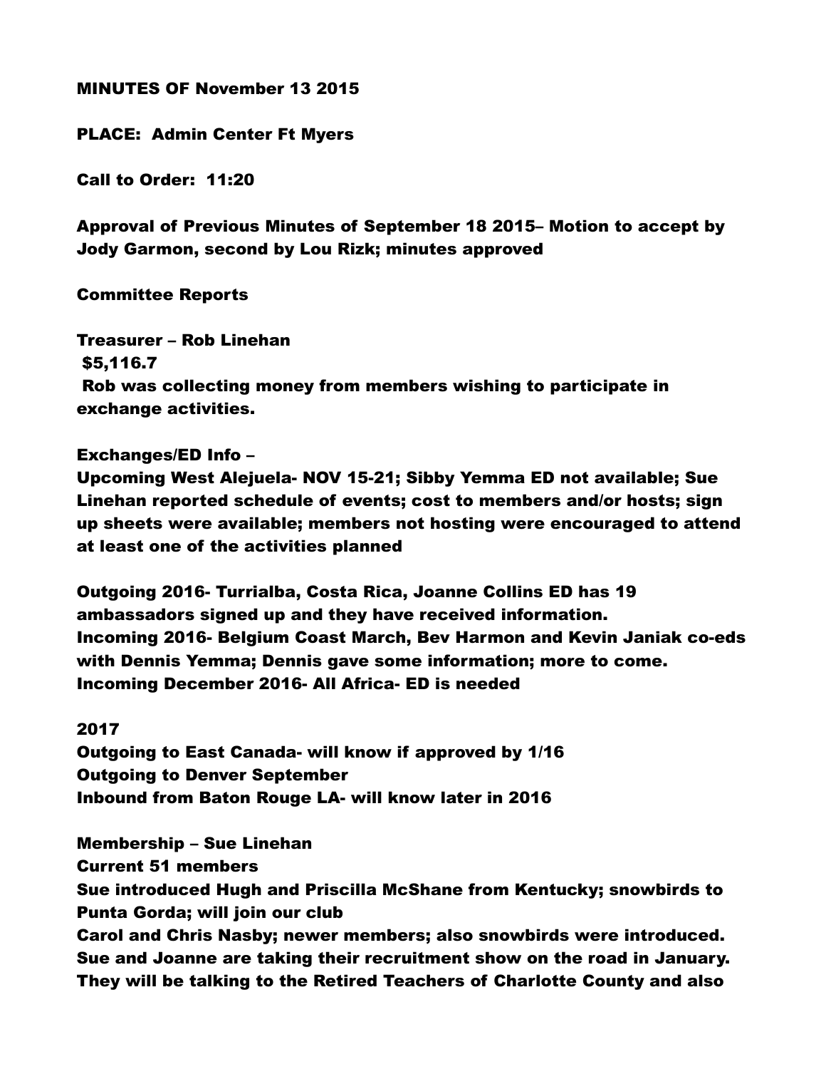MINUTES OF November 13 2015

PLACE: Admin Center Ft Myers

Call to Order: 11:20

Approval of Previous Minutes of September 18 2015– Motion to accept by Jody Garmon, second by Lou Rizk; minutes approved

Committee Reports

Treasurer – Rob Linehan
$5,116.7
Rob was collecting money from members wishing to participate in exchange activities.

Exchanges/ED Info –
Upcoming West Alejuela- NOV 15-21; Sibby Yemma ED not available; Sue Linehan reported schedule of events; cost to members and/or hosts; sign up sheets were available; members not hosting were encouraged to attend at least one of the activities planned

Outgoing 2016- Turrialba, Costa Rica, Joanne Collins ED has 19 ambassadors signed up and they have received information.
Incoming 2016- Belgium Coast March, Bev Harmon and Kevin Janiak co-eds with Dennis Yemma; Dennis gave some information; more to come.
Incoming December 2016- All Africa- ED is needed

2017
Outgoing to East Canada- will know if approved by 1/16
Outgoing to Denver September
Inbound from Baton Rouge LA- will know later in 2016

Membership – Sue Linehan
Current 51 members
Sue introduced Hugh and Priscilla McShane from Kentucky; snowbirds to Punta Gorda; will join our club
Carol and Chris Nasby; newer members; also snowbirds were introduced.
Sue and Joanne are taking their recruitment show on the road in January. They will be talking to the Retired Teachers of Charlotte County and also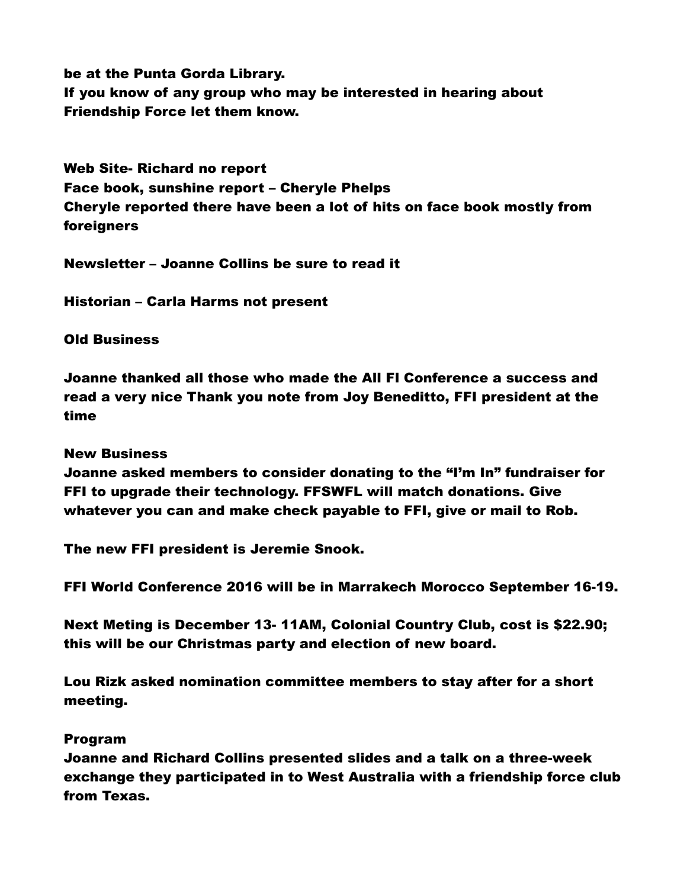be at the Punta Gorda Library.
If you know of any group who may be interested in hearing about Friendship Force let them know.

Web Site- Richard no report
Face book, sunshine report – Cheryle Phelps
Cheryle reported there have been a lot of hits on face book mostly from foreigners

Newsletter – Joanne Collins be sure to read it

Historian – Carla Harms not present

Old Business

Joanne thanked all those who made the All FI Conference a success and read a very nice Thank you note from Joy Beneditto, FFI president at the time

New Business
Joanne asked members to consider donating to the "I'm In" fundraiser for FFI to upgrade their technology. FFSWFL will match donations. Give whatever you can and make check payable to FFI, give or mail to Rob.

The new FFI president is Jeremie Snook.

FFI World Conference 2016 will be in Marrakech Morocco September 16-19.

Next Meting is December 13- 11AM, Colonial Country Club, cost is $22.90; this will be our Christmas party and election of new board.

Lou Rizk asked nomination committee members to stay after for a short meeting.

Program
Joanne and Richard Collins presented slides and a talk on a three-week exchange they participated in to West Australia with a friendship force club from Texas.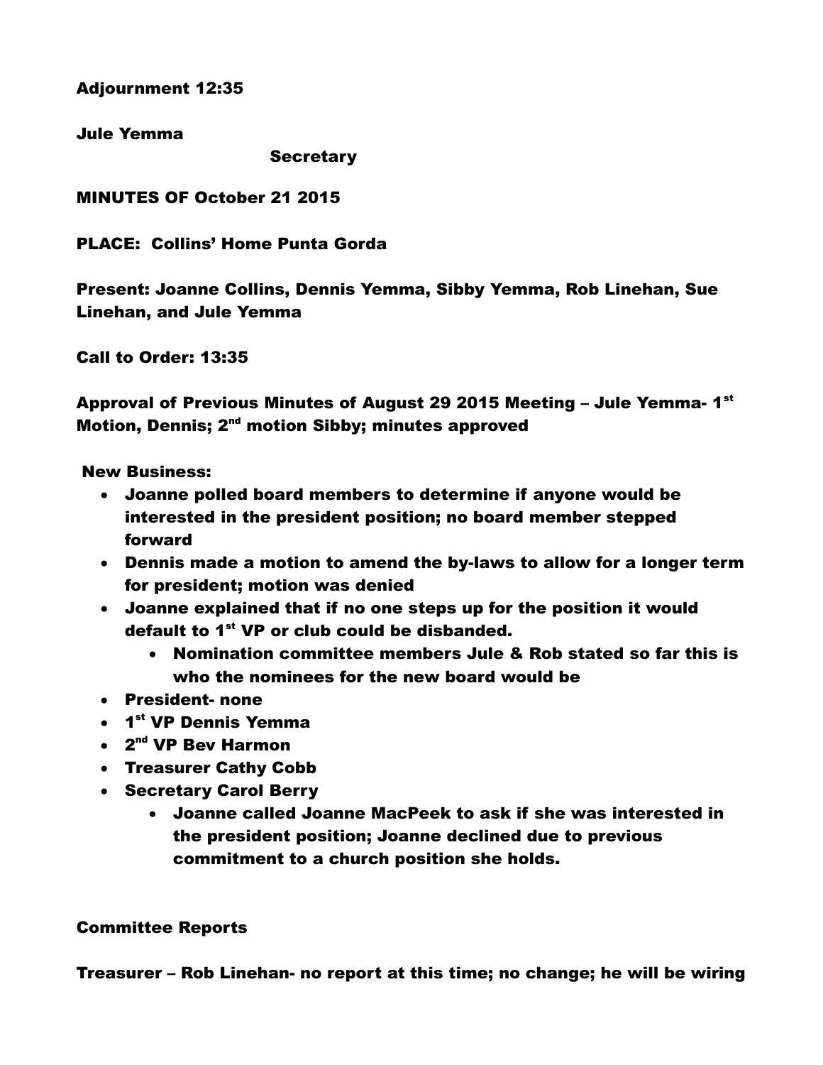**Adjournment 12:35**

**Jule Yemma**

**Secretary**

**MINUTES OF October 21 2015**

**PLACE: Collins' Home Punta Gorda**

**Present: Joanne Collins, Dennis Yemma, Sibby Yemma, Rob Linehan, Sue Linehan, and Jule Yemma**

**Call to Order: 13:35**

**Approval of Previous Minutes of August 29 2015 Meeting – Jule Yemma- 1st Motion, Dennis; 2nd motion Sibby; minutes approved**

**New Business:**

- **Joanne polled board members to determine if anyone would be interested in the president position; no board member stepped forward**
- **Dennis made a motion to amend the by-laws to allow for a longer term for president; motion was denied**
- **Joanne explained that if no one steps up for the position it would default to 1st VP or club could be disbanded.**
    - **Nomination committee members Jule & Rob stated so far this is who the nominees for the new board would be**
- **President- none**
- **1st VP Dennis Yemma**
- **2nd VP Bev Harmon**
- **Treasurer Cathy Cobb**
- **Secretary Carol Berry**
    - **Joanne called Joanne MacPeek to ask if she was interested in the president position; Joanne declined due to previous commitment to a church position she holds.**

**Committee Reports**

**Treasurer – Rob Linehan- no report at this time; no change; he will be wiring**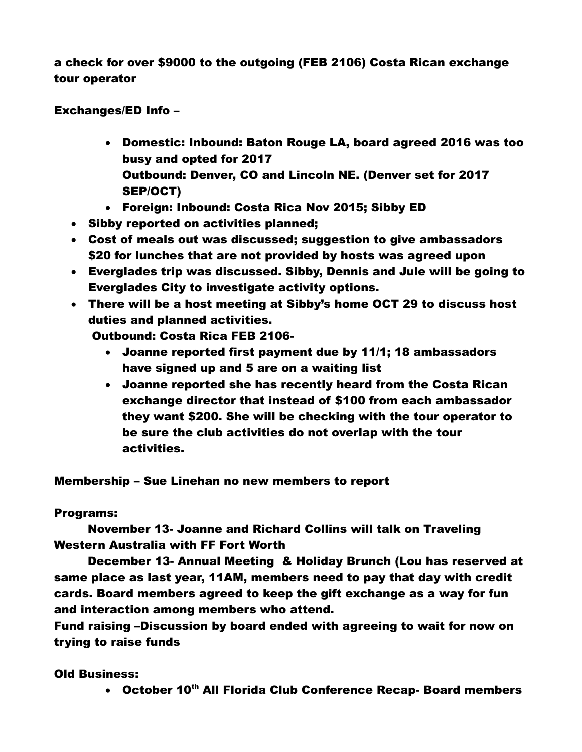**a check for over $9000 to the outgoing (FEB 2106) Costa Rican exchange tour operator**

**Exchanges/ED Info –**

- **Domestic: Inbound: Baton Rouge LA, board agreed 2016 was too busy and opted for 2017**
  **Outbound: Denver, CO and Lincoln NE. (Denver set for 2017 SEP/OCT)**
- **Foreign: Inbound: Costa Rica Nov 2015; Sibby ED**

- **Sibby reported on activities planned;**
- **Cost of meals out was discussed; suggestion to give ambassadors $20 for lunches that are not provided by hosts was agreed upon**
- **Everglades trip was discussed. Sibby, Dennis and Jule will be going to Everglades City to investigate activity options.**
- **There will be a host meeting at Sibby's home OCT 29 to discuss host duties and planned activities.**

  **Outbound: Costa Rica FEB 2106-**
  - **Joanne reported first payment due by 11/1; 18 ambassadors have signed up and 5 are on a waiting list**
  - **Joanne reported she has recently heard from the Costa Rican exchange director that instead of $100 from each ambassador they want $200. She will be checking with the tour operator to be sure the club activities do not overlap with the tour activities.**

**Membership – Sue Linehan no new members to report**

**Programs:**

**November 13- Joanne and Richard Collins will talk on Traveling Western Australia with FF Fort Worth**

**December 13- Annual Meeting & Holiday Brunch (Lou has reserved at same place as last year, 11AM, members need to pay that day with credit cards. Board members agreed to keep the gift exchange as a way for fun and interaction among members who attend.**

**Fund raising –Discussion by board ended with agreeing to wait for now on trying to raise funds**

**Old Business:**

- **October 10th All Florida Club Conference Recap- Board members**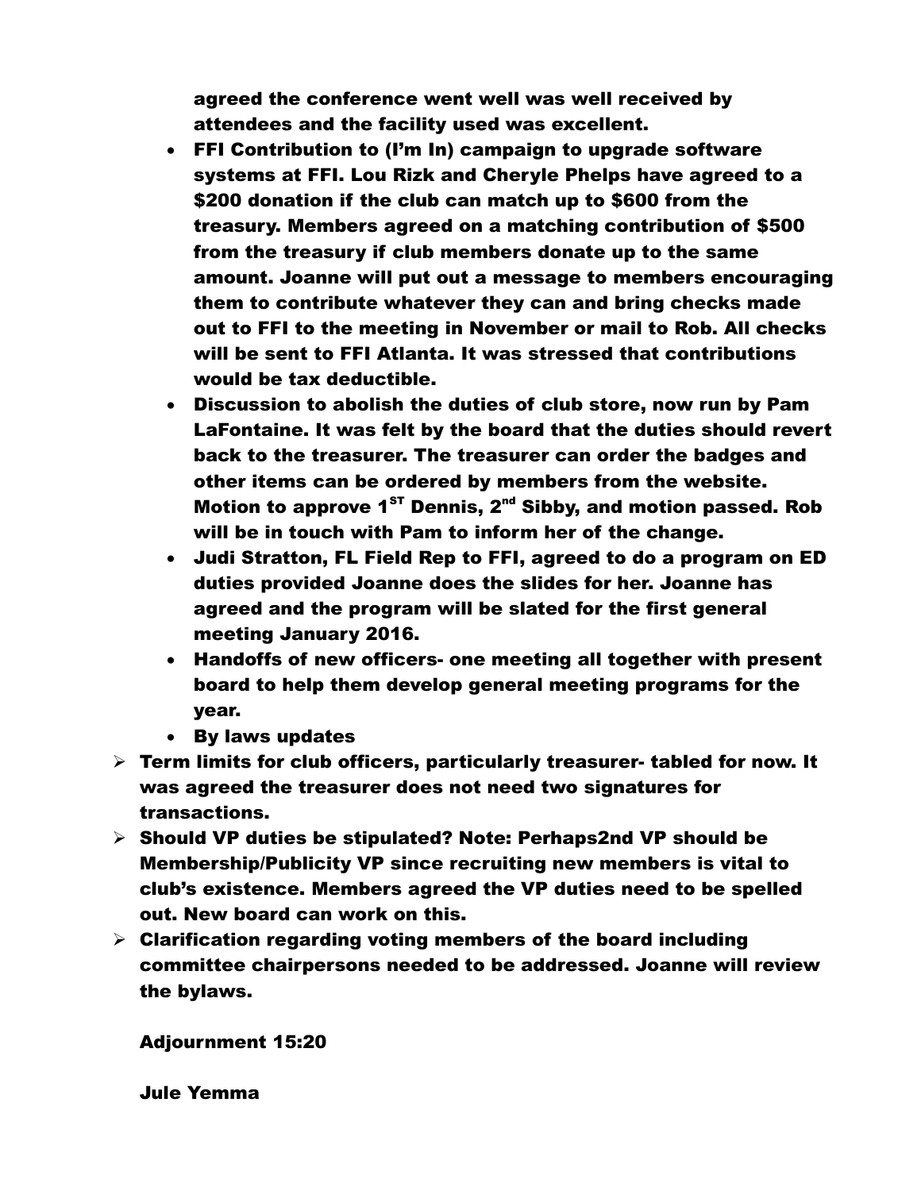agreed the conference went well was well received by attendees and the facility used was excellent.

- FFI Contribution to (I'm In) campaign to upgrade software systems at FFI. Lou Rizk and Cheryle Phelps have agreed to a \$200 donation if the club can match up to \$600 from the treasury. Members agreed on a matching contribution of \$500 from the treasury if club members donate up to the same amount. Joanne will put out a message to members encouraging them to contribute whatever they can and bring checks made out to FFI to the meeting in November or mail to Rob. All checks will be sent to FFI Atlanta. It was stressed that contributions would be tax deductible.
- Discussion to abolish the duties of club store, now run by Pam LaFontaine. It was felt by the board that the duties should revert back to the treasurer. The treasurer can order the badges and other items can be ordered by members from the website. Motion to approve 1[ST] Dennis, 2[nd] Sibby, and motion passed. Rob will be in touch with Pam to inform her of the change.
- Judi Stratton, FL Field Rep to FFI, agreed to do a program on ED duties provided Joanne does the slides for her. Joanne has agreed and the program will be slated for the first general meeting January 2016.
- Handoffs of new officers- one meeting all together with present board to help them develop general meeting programs for the year.
- By laws updates

- Term limits for club officers, particularly treasurer- tabled for now. It was agreed the treasurer does not need two signatures for transactions.
- Should VP duties be stipulated? Note: Perhaps2nd VP should be Membership/Publicity VP since recruiting new members is vital to club's existence. Members agreed the VP duties need to be spelled out. New board can work on this.
- Clarification regarding voting members of the board including committee chairpersons needed to be addressed. Joanne will review the bylaws.

Adjournment 15:20

Jule Yemma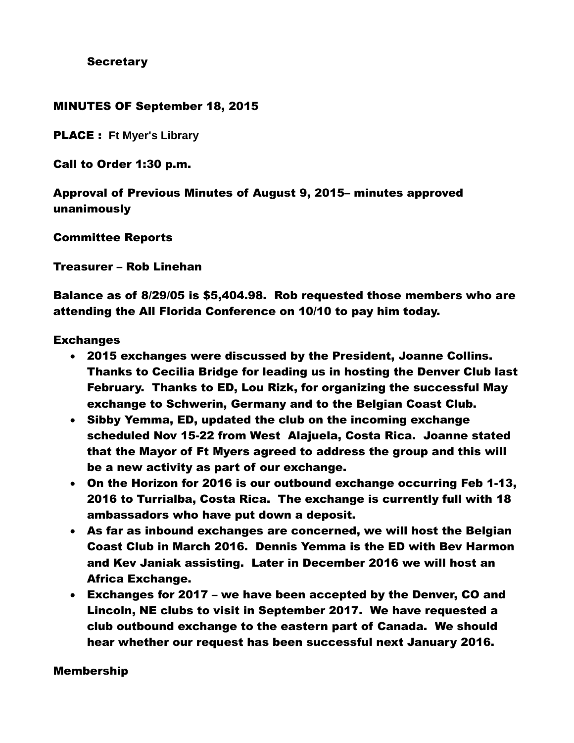**Secretary**

**MINUTES OF September 18, 2015**

**PLACE :** **Ft Myer's Library**

**Call to Order 1:30 p.m.**

**Approval of Previous Minutes of August 9, 2015– minutes approved unanimously**

**Committee Reports**

**Treasurer – Rob Linehan**

**Balance as of 8/29/05 is $5,404.98. Rob requested those members who are attending the All Florida Conference on 10/10 to pay him today.**

**Exchanges**

- **2015 exchanges were discussed by the President, Joanne Collins. Thanks to Cecilia Bridge for leading us in hosting the Denver Club last February. Thanks to ED, Lou Rizk, for organizing the successful May exchange to Schwerin, Germany and to the Belgian Coast Club.**
- **Sibby Yemma, ED, updated the club on the incoming exchange scheduled Nov 15-22 from West Alajuela, Costa Rica. Joanne stated that the Mayor of Ft Myers agreed to address the group and this will be a new activity as part of our exchange.**
- **On the Horizon for 2016 is our outbound exchange occurring Feb 1-13, 2016 to Turrialba, Costa Rica. The exchange is currently full with 18 ambassadors who have put down a deposit.**
- **As far as inbound exchanges are concerned, we will host the Belgian Coast Club in March 2016. Dennis Yemma is the ED with Bev Harmon and Kev Janiak assisting. Later in December 2016 we will host an Africa Exchange.**
- **Exchanges for 2017 – we have been accepted by the Denver, CO and Lincoln, NE clubs to visit in September 2017. We have requested a club outbound exchange to the eastern part of Canada. We should hear whether our request has been successful next January 2016.**

**Membership**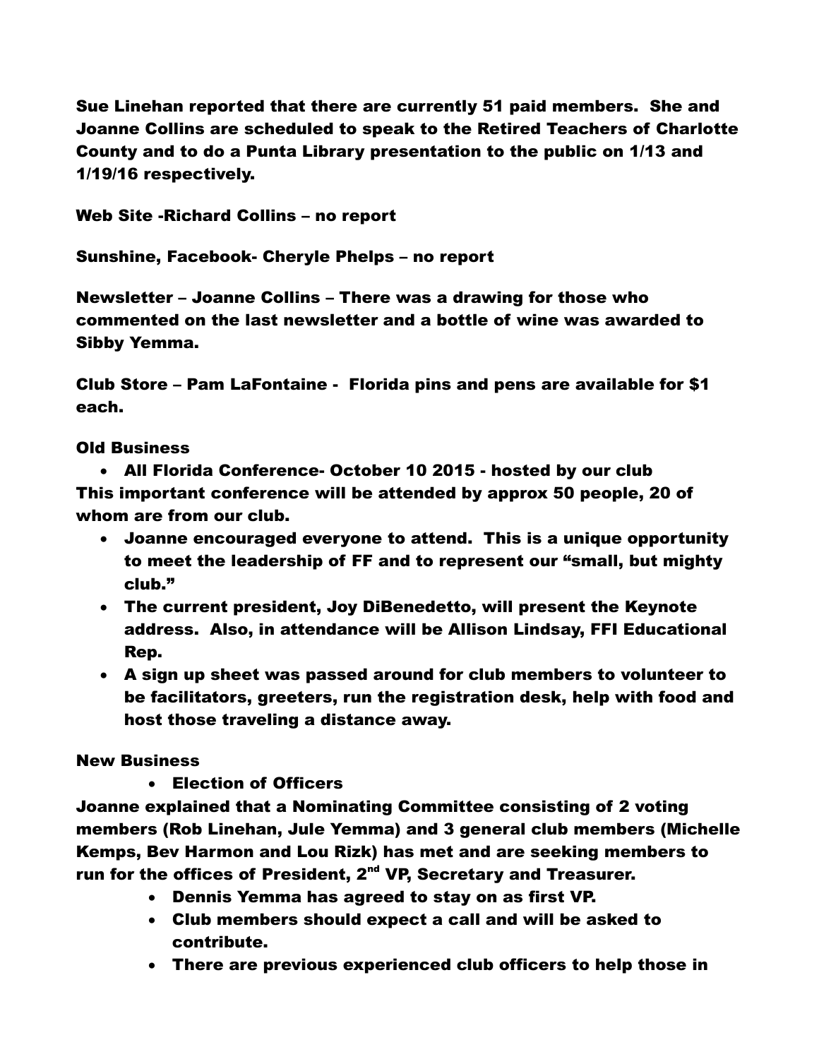Sue Linehan reported that there are currently 51 paid members. She and Joanne Collins are scheduled to speak to the Retired Teachers of Charlotte County and to do a Punta Library presentation to the public on 1/13 and 1/19/16 respectively.

Web Site -Richard Collins – no report

Sunshine, Facebook- Cheryle Phelps – no report

Newsletter – Joanne Collins – There was a drawing for those who commented on the last newsletter and a bottle of wine was awarded to Sibby Yemma.

Club Store – Pam LaFontaine - Florida pins and pens are available for $1 each.

Old Business

- All Florida Conference- October 10 2015 - hosted by our club

This important conference will be attended by approx 50 people, 20 of whom are from our club.

- Joanne encouraged everyone to attend. This is a unique opportunity to meet the leadership of FF and to represent our "small, but mighty club."
- The current president, Joy DiBenedetto, will present the Keynote address. Also, in attendance will be Allison Lindsay, FFI Educational Rep.
- A sign up sheet was passed around for club members to volunteer to be facilitators, greeters, run the registration desk, help with food and host those traveling a distance away.

New Business

- Election of Officers

Joanne explained that a Nominating Committee consisting of 2 voting members (Rob Linehan, Jule Yemma) and 3 general club members (Michelle Kemps, Bev Harmon and Lou Rizk) has met and are seeking members to run for the offices of President, 2nd VP, Secretary and Treasurer.

- Dennis Yemma has agreed to stay on as first VP.
- Club members should expect a call and will be asked to contribute.
- There are previous experienced club officers to help those in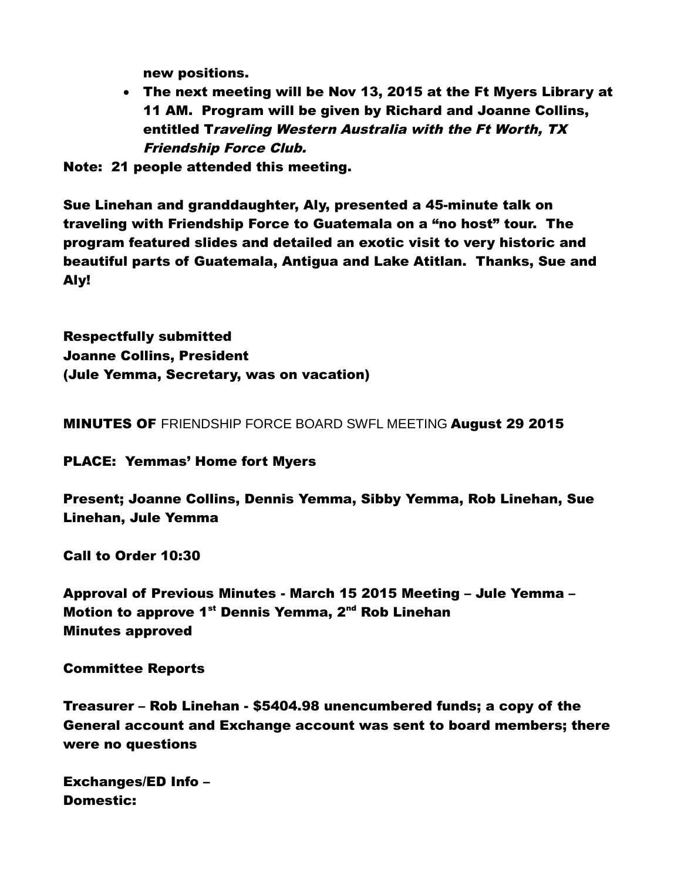new positions.

- The next meeting will be Nov 13, 2015 at the Ft Myers Library at 11 AM. Program will be given by Richard and Joanne Collins, entitled T*raveling Western Australia with the Ft Worth, TX Friendship Force Club.*

Note: 21 people attended this meeting.

Sue Linehan and granddaughter, Aly, presented a 45-minute talk on traveling with Friendship Force to Guatemala on a "no host" tour. The program featured slides and detailed an exotic visit to very historic and beautiful parts of Guatemala, Antigua and Lake Atitlan. Thanks, Sue and Aly!

Respectfully submitted
Joanne Collins, President
(Jule Yemma, Secretary, was on vacation)

MINUTES OF FRIENDSHIP FORCE BOARD SWFL MEETING August 29 2015

PLACE: Yemmas' Home fort Myers

Present; Joanne Collins, Dennis Yemma, Sibby Yemma, Rob Linehan, Sue Linehan, Jule Yemma

Call to Order 10:30

Approval of Previous Minutes - March 15 2015 Meeting – Jule Yemma – Motion to approve 1st Dennis Yemma, 2nd Rob Linehan
Minutes approved

Committee Reports

Treasurer – Rob Linehan - $5404.98 unencumbered funds; a copy of the General account and Exchange account was sent to board members; there were no questions

Exchanges/ED Info –
Domestic: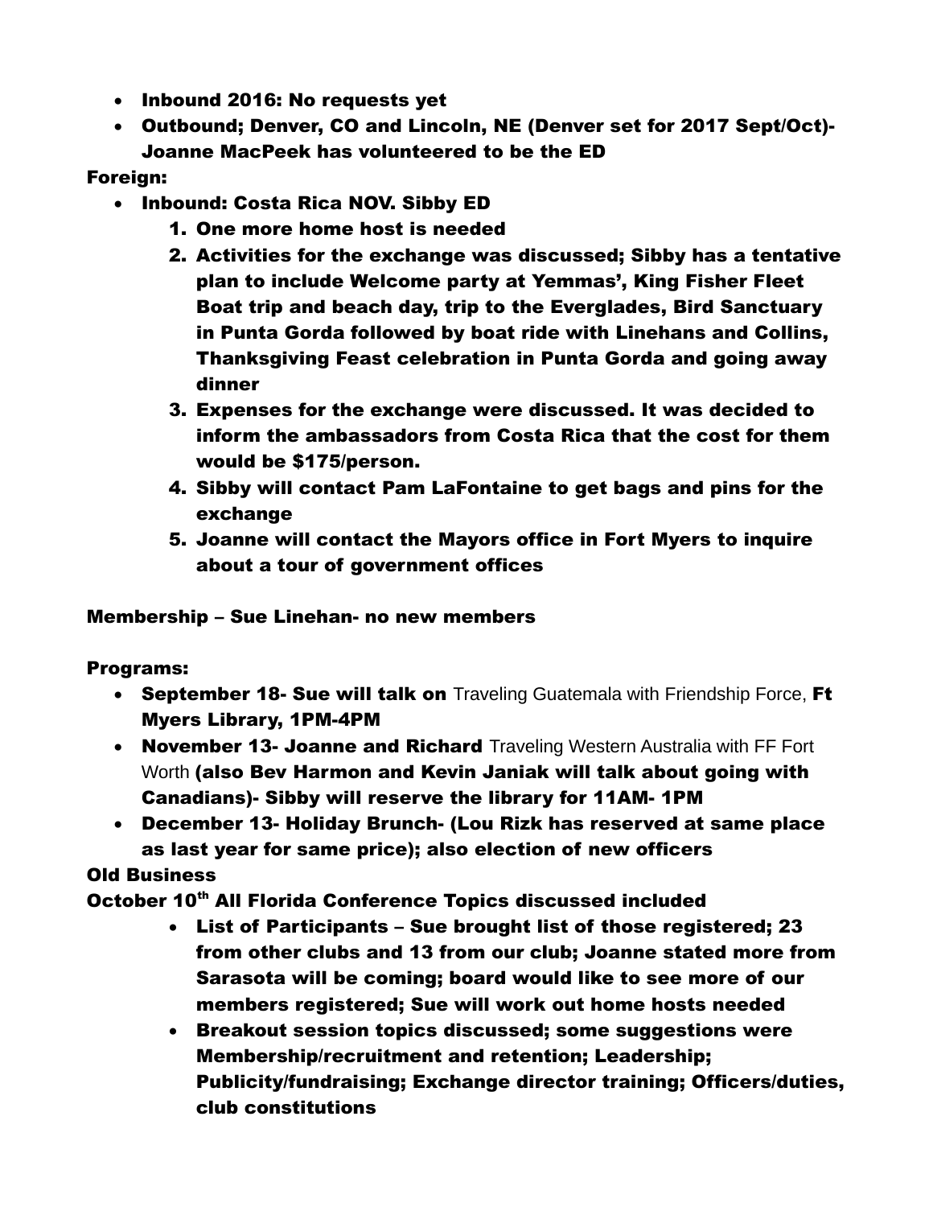- **Inbound 2016: No requests yet**
- **Outbound; Denver, CO and Lincoln, NE (Denver set for 2017 Sept/Oct)- Joanne MacPeek has volunteered to be the ED**

**Foreign:**

- **Inbound: Costa Rica NOV. Sibby ED**
  1. **One more home host is needed**
  2. **Activities for the exchange was discussed; Sibby has a tentative plan to include Welcome party at Yemmas', King Fisher Fleet Boat trip and beach day, trip to the Everglades, Bird Sanctuary in Punta Gorda followed by boat ride with Linehans and Collins, Thanksgiving Feast celebration in Punta Gorda and going away dinner**
  3. **Expenses for the exchange were discussed. It was decided to inform the ambassadors from Costa Rica that the cost for them would be $175/person.**
  4. **Sibby will contact Pam LaFontaine to get bags and pins for the exchange**
  5. **Joanne will contact the Mayors office in Fort Myers to inquire about a tour of government offices**

**Membership – Sue Linehan- no new members**

**Programs:**

- **September 18- Sue will talk on** Traveling Guatemala with Friendship Force, **Ft Myers Library, 1PM-4PM**
- **November 13- Joanne and Richard** Traveling Western Australia with FF Fort Worth **(also Bev Harmon and Kevin Janiak will talk about going with Canadians)- Sibby will reserve the library for 11AM- 1PM**
- **December 13- Holiday Brunch- (Lou Rizk has reserved at same place as last year for same price); also election of new officers**

**Old Business**

**October 10th All Florida Conference Topics discussed included**

- **List of Participants – Sue brought list of those registered; 23 from other clubs and 13 from our club; Joanne stated more from Sarasota will be coming; board would like to see more of our members registered; Sue will work out home hosts needed**
- **Breakout session topics discussed; some suggestions were Membership/recruitment and retention; Leadership; Publicity/fundraising; Exchange director training; Officers/duties, club constitutions**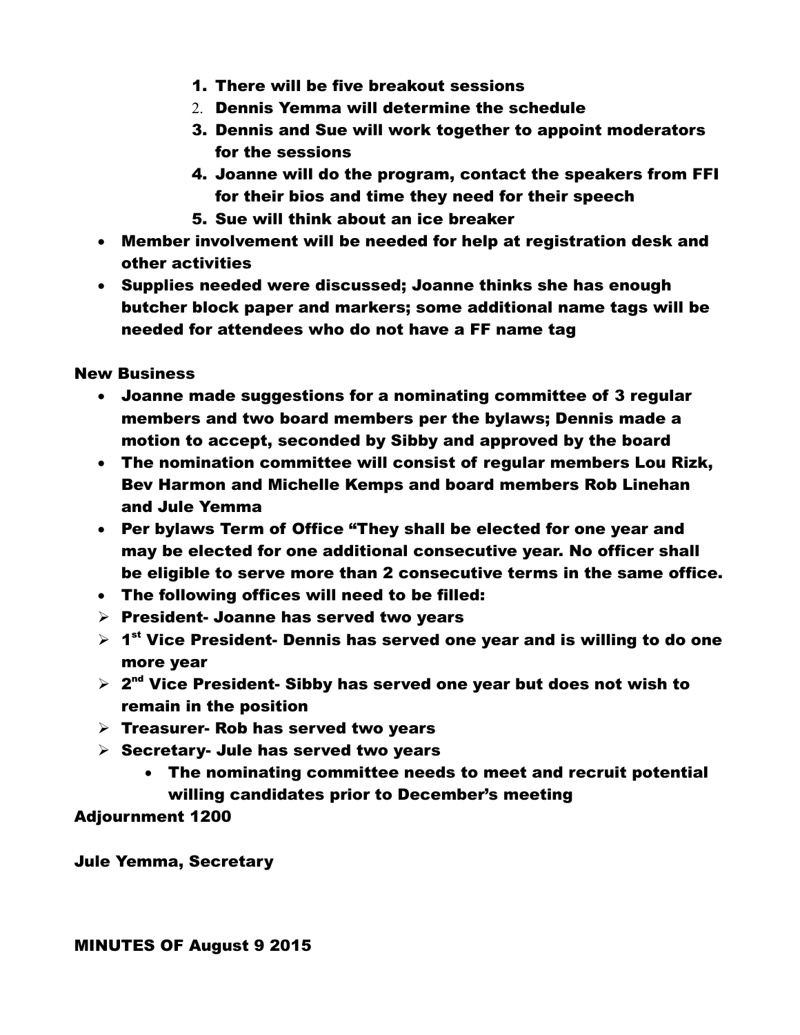1. There will be five breakout sessions
2. Dennis Yemma will determine the schedule
3. Dennis and Sue will work together to appoint moderators for the sessions
4. Joanne will do the program, contact the speakers from FFI for their bios and time they need for their speech
5. Sue will think about an ice breaker

- Member involvement will be needed for help at registration desk and other activities
- Supplies needed were discussed; Joanne thinks she has enough butcher block paper and markers; some additional name tags will be needed for attendees who do not have a FF name tag

New Business

- Joanne made suggestions for a nominating committee of 3 regular members and two board members per the bylaws; Dennis made a motion to accept, seconded by Sibby and approved by the board
- The nomination committee will consist of regular members Lou Rizk, Bev Harmon and Michelle Kemps and board members Rob Linehan and Jule Yemma
- Per bylaws Term of Office "They shall be elected for one year and may be elected for one additional consecutive year. No officer shall be eligible to serve more than 2 consecutive terms in the same office.
- The following offices will need to be filled:

> - President- Joanne has served two years
> - 1st Vice President- Dennis has served one year and is willing to do one more year
> - 2nd Vice President- Sibby has served one year but does not wish to remain in the position
> - Treasurer- Rob has served two years
> - Secretary- Jule has served two years
>     - The nominating committee needs to meet and recruit potential willing candidates prior to December's meeting

Adjournment 1200

Jule Yemma, Secretary

MINUTES OF August 9 2015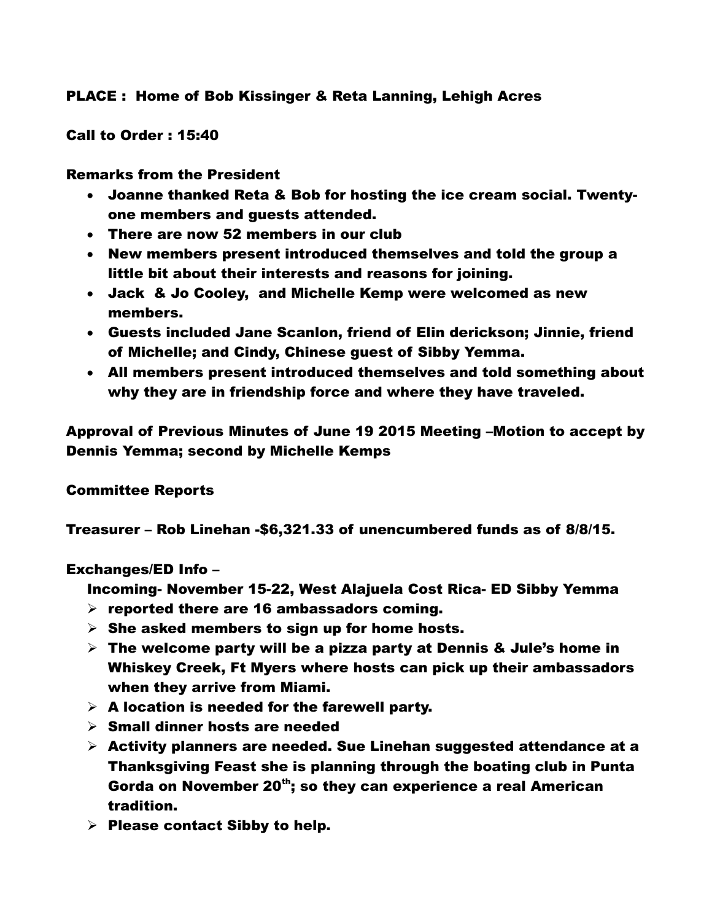**PLACE : Home of Bob Kissinger & Reta Lanning, Lehigh Acres**

**Call to Order : 15:40**

**Remarks from the President**

- **Joanne thanked Reta & Bob for hosting the ice cream social. Twenty-one members and guests attended.**
- **There are now 52 members in our club**
- **New members present introduced themselves and told the group a little bit about their interests and reasons for joining.**
- **Jack & Jo Cooley, and Michelle Kemp were welcomed as new members.**
- **Guests included Jane Scanlon, friend of Elin derickson; Jinnie, friend of Michelle; and Cindy, Chinese guest of Sibby Yemma.**
- **All members present introduced themselves and told something about why they are in friendship force and where they have traveled.**

**Approval of Previous Minutes of June 19 2015 Meeting –Motion to accept by Dennis Yemma; second by Michelle Kemps**

**Committee Reports**

**Treasurer – Rob Linehan -$6,321.33 of unencumbered funds as of 8/8/15.**

**Exchanges/ED Info –**

**Incoming- November 15-22, West Alajuela Cost Rica- ED Sibby Yemma**

- **reported there are 16 ambassadors coming.**
- **She asked members to sign up for home hosts.**
- **The welcome party will be a pizza party at Dennis & Jule's home in Whiskey Creek, Ft Myers where hosts can pick up their ambassadors when they arrive from Miami.**
- **A location is needed for the farewell party.**
- **Small dinner hosts are needed**
- **Activity planners are needed. Sue Linehan suggested attendance at a Thanksgiving Feast she is planning through the boating club in Punta Gorda on November 20th; so they can experience a real American tradition.**
- **Please contact Sibby to help.**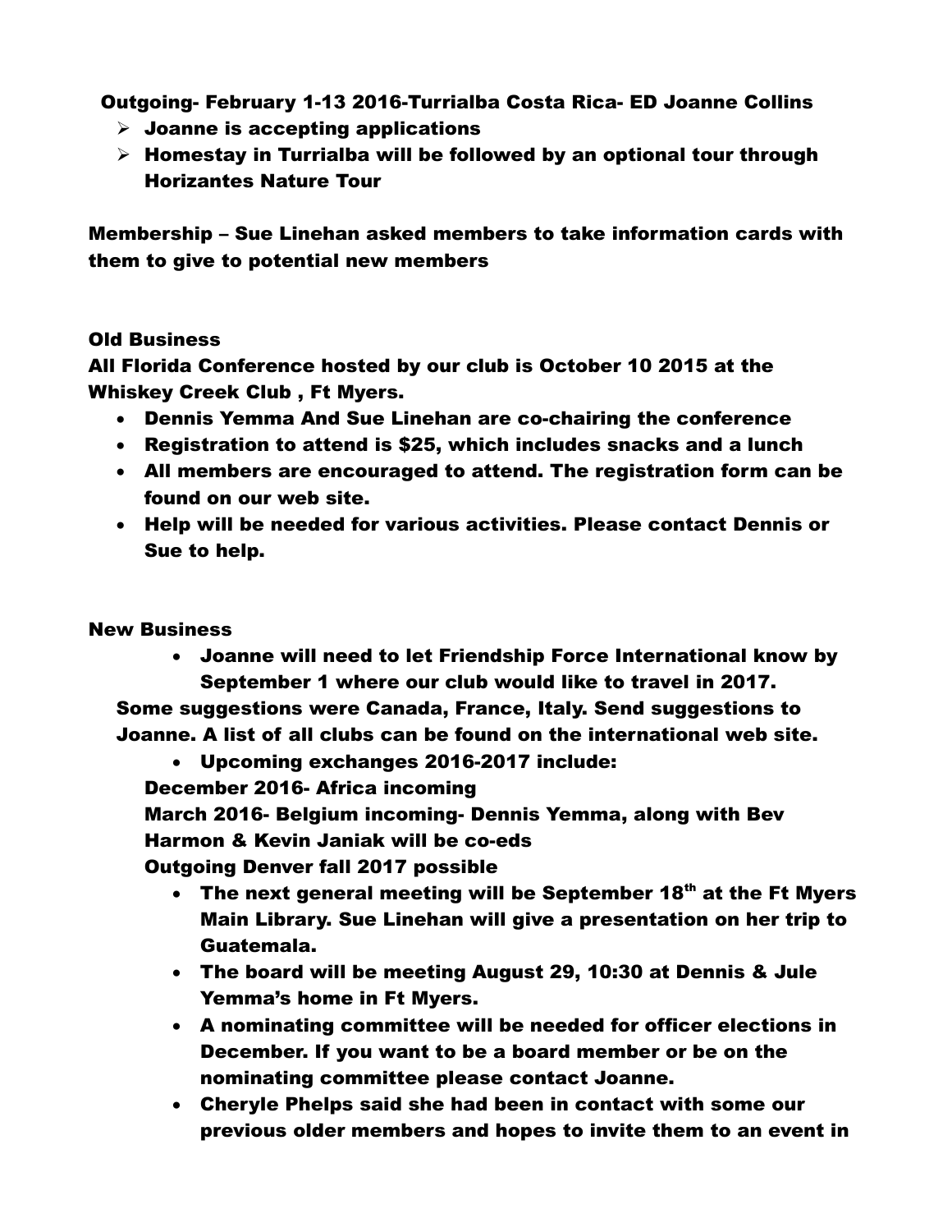**Outgoing- February 1-13 2016-Turrialba Costa Rica- ED Joanne Collins**

- **Joanne is accepting applications**
- **Homestay in Turrialba will be followed by an optional tour through Horizantes Nature Tour**

**Membership – Sue Linehan asked members to take information cards with them to give to potential new members**

**Old Business**

**All Florida Conference hosted by our club is October 10 2015 at the Whiskey Creek Club , Ft Myers.**

- **Dennis Yemma And Sue Linehan are co-chairing the conference**
- **Registration to attend is $25, which includes snacks and a lunch**
- **All members are encouraged to attend. The registration form can be found on our web site.**
- **Help will be needed for various activities. Please contact Dennis or Sue to help.**

**New Business**

- **Joanne will need to let Friendship Force International know by September 1 where our club would like to travel in 2017.**

**Some suggestions were Canada, France, Italy. Send suggestions to Joanne. A list of all clubs can be found on the international web site.**

- **Upcoming exchanges 2016-2017 include:**

**December 2016- Africa incoming**

**March 2016- Belgium incoming- Dennis Yemma, along with Bev Harmon & Kevin Janiak will be co-eds**

**Outgoing Denver fall 2017 possible**

- **The next general meeting will be September 18th at the Ft Myers Main Library. Sue Linehan will give a presentation on her trip to Guatemala.**
- **The board will be meeting August 29, 10:30 at Dennis & Jule Yemma's home in Ft Myers.**
- **A nominating committee will be needed for officer elections in December. If you want to be a board member or be on the nominating committee please contact Joanne.**
- **Cheryle Phelps said she had been in contact with some our previous older members and hopes to invite them to an event in**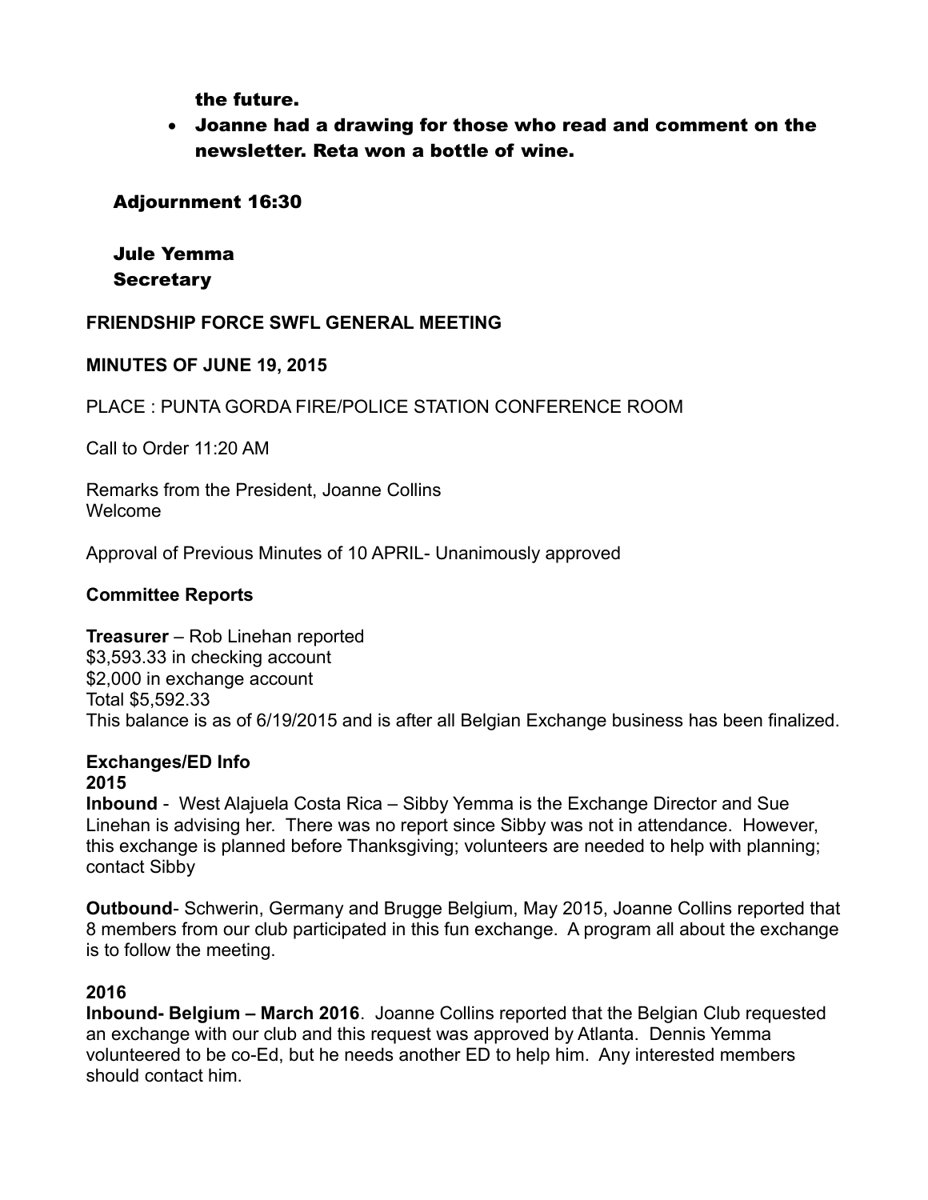the future.

- **Joanne had a drawing for those who read and comment on the newsletter. Reta won a bottle of wine.**

**Adjournment 16:30**

**Jule Yemma**
**Secretary**

**FRIENDSHIP FORCE SWFL GENERAL MEETING**

**MINUTES OF JUNE 19, 2015**

PLACE : PUNTA GORDA FIRE/POLICE STATION CONFERENCE ROOM

Call to Order 11:20 AM

Remarks from the President, Joanne Collins
Welcome

Approval of Previous Minutes of 10 APRIL- Unanimously approved

**Committee Reports**

**Treasurer** – Rob Linehan reported
$3,593.33 in checking account
$2,000 in exchange account
Total $5,592.33
This balance is as of 6/19/2015 and is after all Belgian Exchange business has been finalized.

**Exchanges/ED Info**
**2015**

**Inbound** - West Alajuela Costa Rica – Sibby Yemma is the Exchange Director and Sue Linehan is advising her. There was no report since Sibby was not in attendance. However, this exchange is planned before Thanksgiving; volunteers are needed to help with planning; contact Sibby

**Outbound**- Schwerin, Germany and Brugge Belgium, May 2015, Joanne Collins reported that 8 members from our club participated in this fun exchange. A program all about the exchange is to follow the meeting.

**2016**

**Inbound- Belgium – March 2016**. Joanne Collins reported that the Belgian Club requested an exchange with our club and this request was approved by Atlanta. Dennis Yemma volunteered to be co-Ed, but he needs another ED to help him. Any interested members should contact him.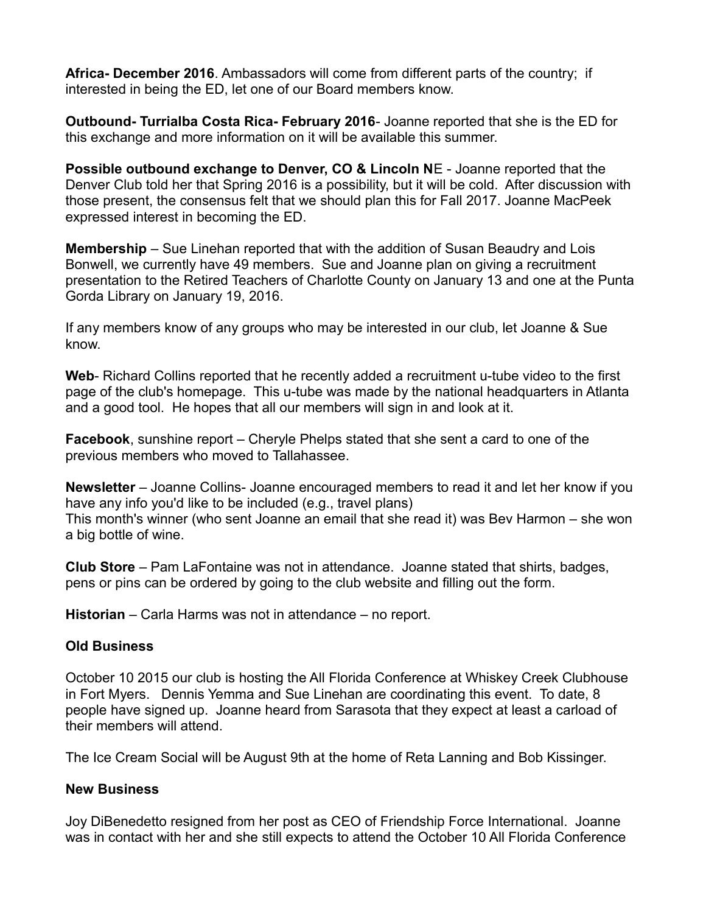**Africa- December 2016**. Ambassadors will come from different parts of the country; if interested in being the ED, let one of our Board members know.

**Outbound- Turrialba Costa Rica- February 2016**- Joanne reported that she is the ED for this exchange and more information on it will be available this summer.

**Possible outbound exchange to Denver, CO & Lincoln N**E - Joanne reported that the Denver Club told her that Spring 2016 is a possibility, but it will be cold. After discussion with those present, the consensus felt that we should plan this for Fall 2017. Joanne MacPeek expressed interest in becoming the ED.

**Membership** – Sue Linehan reported that with the addition of Susan Beaudry and Lois Bonwell, we currently have 49 members. Sue and Joanne plan on giving a recruitment presentation to the Retired Teachers of Charlotte County on January 13 and one at the Punta Gorda Library on January 19, 2016.

If any members know of any groups who may be interested in our club, let Joanne & Sue know.

**Web**- Richard Collins reported that he recently added a recruitment u-tube video to the first page of the club's homepage. This u-tube was made by the national headquarters in Atlanta and a good tool. He hopes that all our members will sign in and look at it.

**Facebook**, sunshine report – Cheryle Phelps stated that she sent a card to one of the previous members who moved to Tallahassee.

**Newsletter** – Joanne Collins- Joanne encouraged members to read it and let her know if you have any info you'd like to be included (e.g., travel plans)
This month's winner (who sent Joanne an email that she read it) was Bev Harmon – she won a big bottle of wine.

**Club Store** – Pam LaFontaine was not in attendance. Joanne stated that shirts, badges, pens or pins can be ordered by going to the club website and filling out the form.

**Historian** – Carla Harms was not in attendance – no report.

**Old Business**

October 10 2015 our club is hosting the All Florida Conference at Whiskey Creek Clubhouse in Fort Myers. Dennis Yemma and Sue Linehan are coordinating this event. To date, 8 people have signed up. Joanne heard from Sarasota that they expect at least a carload of their members will attend.

The Ice Cream Social will be August 9th at the home of Reta Lanning and Bob Kissinger.

**New Business**

Joy DiBenedetto resigned from her post as CEO of Friendship Force International. Joanne was in contact with her and she still expects to attend the October 10 All Florida Conference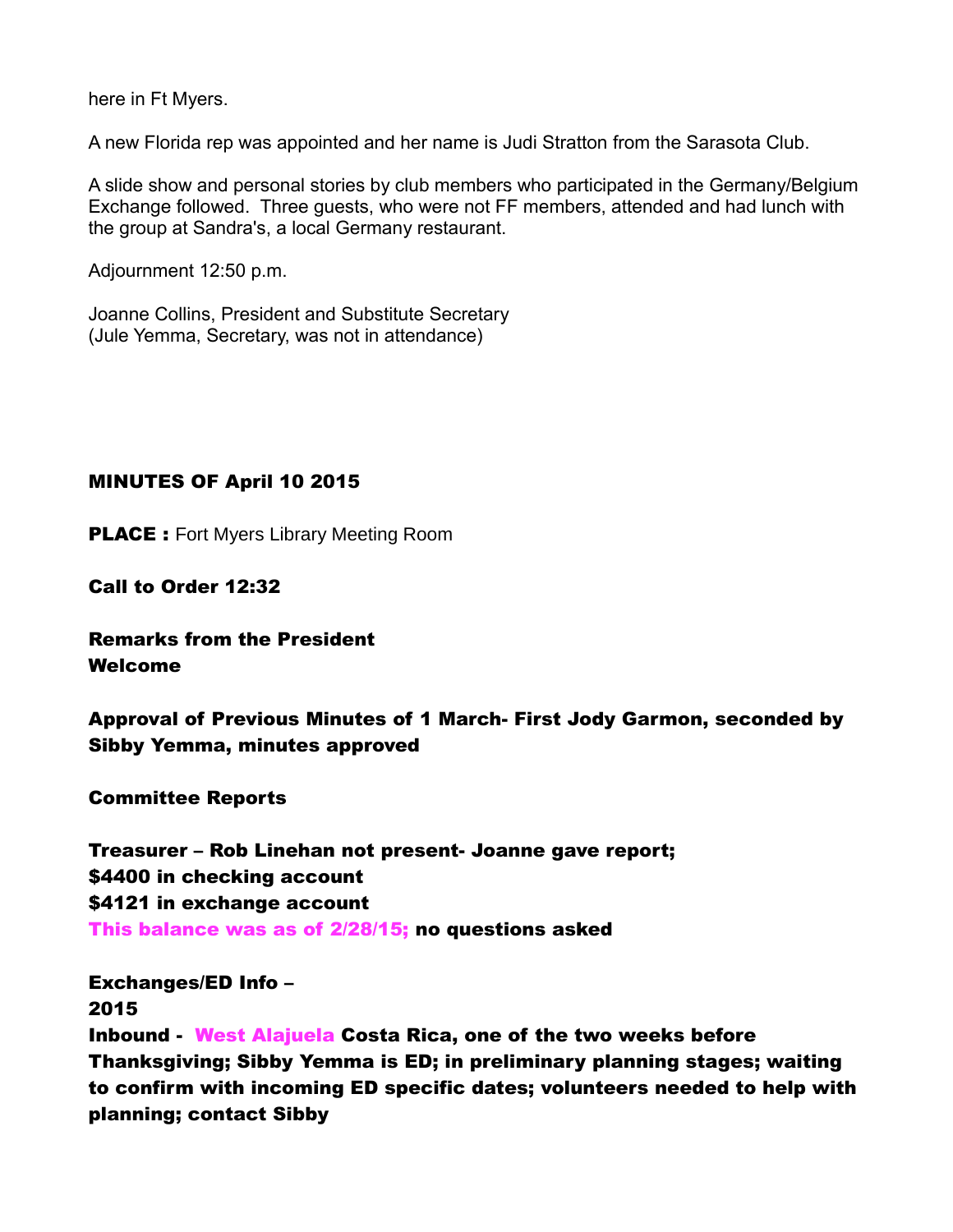here in Ft Myers.

A new Florida rep was appointed and her name is Judi Stratton from the Sarasota Club.

A slide show and personal stories by club members who participated in the Germany/Belgium Exchange followed. Three guests, who were not FF members, attended and had lunch with the group at Sandra's, a local Germany restaurant.

Adjournment 12:50 p.m.

Joanne Collins, President and Substitute Secretary
(Jule Yemma, Secretary, was not in attendance)

**MINUTES OF April 10 2015**

**PLACE :** Fort Myers Library Meeting Room

**Call to Order 12:32**

**Remarks from the President**
**Welcome**

**Approval of Previous Minutes of 1 March- First Jody Garmon, seconded by Sibby Yemma, minutes approved**

**Committee Reports**

**Treasurer – Rob Linehan not present- Joanne gave report;**
**$4400 in checking account**
**$4121 in exchange account**
**This balance was as of 2/28/15; no questions asked**

**Exchanges/ED Info –**
**2015**
**Inbound - West Alajuela Costa Rica, one of the two weeks before Thanksgiving; Sibby Yemma is ED; in preliminary planning stages; waiting to confirm with incoming ED specific dates; volunteers needed to help with planning; contact Sibby**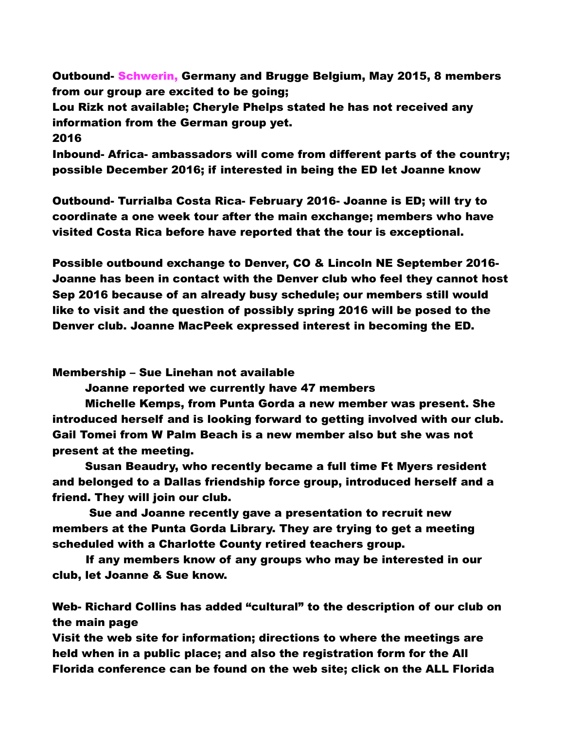**Outbound- Schwerin, Germany and Brugge Belgium, May 2015, 8 members from our group are excited to be going;**
**Lou Rizk not available; Cheryle Phelps stated he has not received any information from the German group yet.**
**2016**
**Inbound- Africa- ambassadors will come from different parts of the country; possible December 2016; if interested in being the ED let Joanne know**

**Outbound- Turrialba Costa Rica- February 2016- Joanne is ED; will try to coordinate a one week tour after the main exchange; members who have visited Costa Rica before have reported that the tour is exceptional.**

**Possible outbound exchange to Denver, CO & Lincoln NE September 2016- Joanne has been in contact with the Denver club who feel they cannot host Sep 2016 because of an already busy schedule; our members still would like to visit and the question of possibly spring 2016 will be posed to the Denver club. Joanne MacPeek expressed interest in becoming the ED.**

**Membership – Sue Linehan not available**

**Joanne reported we currently have 47 members**

**Michelle Kemps, from Punta Gorda a new member was present. She introduced herself and is looking forward to getting involved with our club. Gail Tomei from W Palm Beach is a new member also but she was not present at the meeting.**

**Susan Beaudry, who recently became a full time Ft Myers resident and belonged to a Dallas friendship force group, introduced herself and a friend. They will join our club.**

**Sue and Joanne recently gave a presentation to recruit new members at the Punta Gorda Library. They are trying to get a meeting scheduled with a Charlotte County retired teachers group.**

**If any members know of any groups who may be interested in our club, let Joanne & Sue know.**

**Web- Richard Collins has added "cultural" to the description of our club on the main page**
**Visit the web site for information; directions to where the meetings are held when in a public place; and also the registration form for the All Florida conference can be found on the web site; click on the ALL Florida**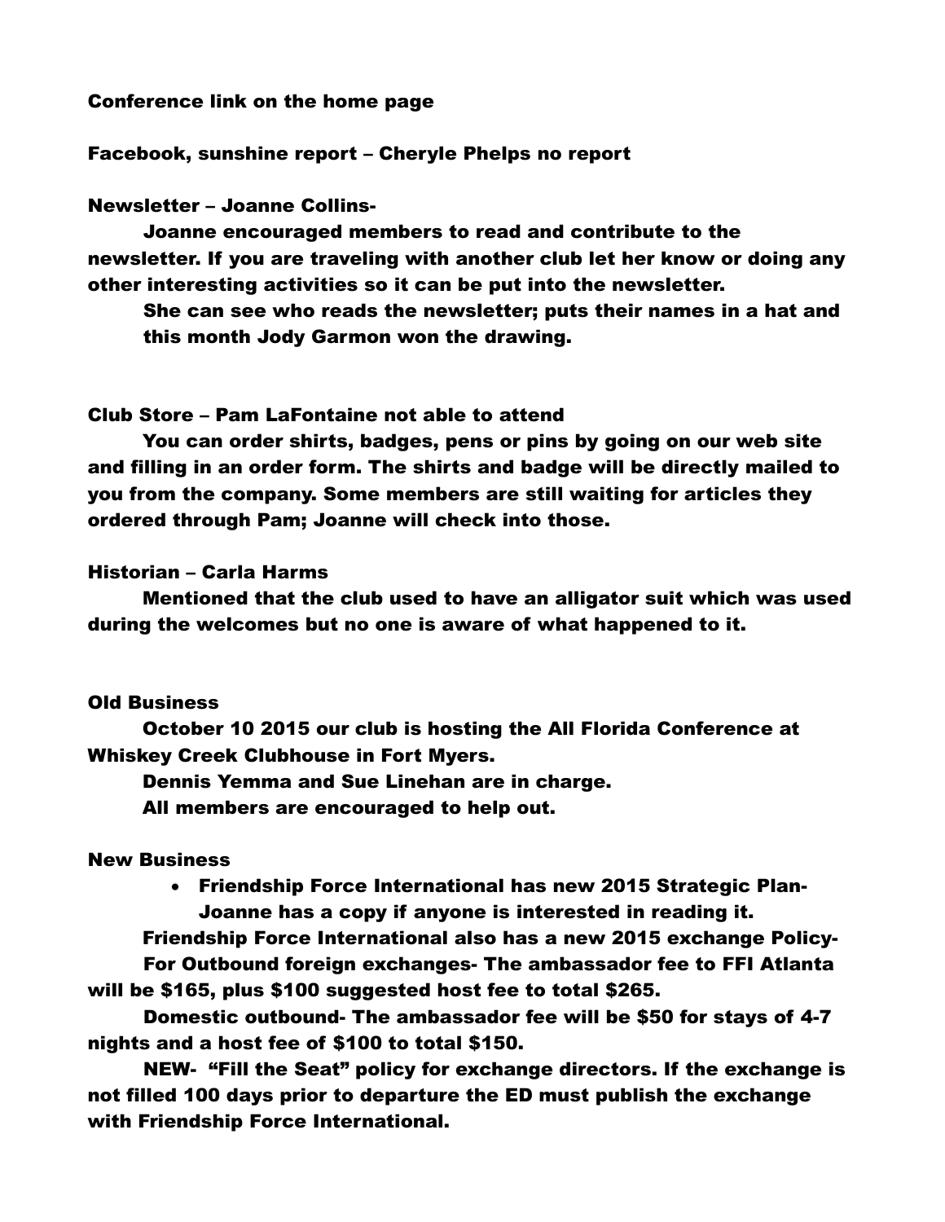Conference link on the home page

Facebook, sunshine report – Cheryle Phelps no report

Newsletter – Joanne Collins-

Joanne encouraged members to read and contribute to the newsletter. If you are traveling with another club let her know or doing any other interesting activities so it can be put into the newsletter.

She can see who reads the newsletter; puts their names in a hat and this month Jody Garmon won the drawing.

Club Store – Pam LaFontaine not able to attend

You can order shirts, badges, pens or pins by going on our web site and filling in an order form. The shirts and badge will be directly mailed to you from the company. Some members are still waiting for articles they ordered through Pam; Joanne will check into those.

Historian – Carla Harms

Mentioned that the club used to have an alligator suit which was used during the welcomes but no one is aware of what happened to it.

Old Business

October 10 2015 our club is hosting the All Florida Conference at Whiskey Creek Clubhouse in Fort Myers.

Dennis Yemma and Sue Linehan are in charge.

All members are encouraged to help out.

New Business

- Friendship Force International has new 2015 Strategic Plan- Joanne has a copy if anyone is interested in reading it.

Friendship Force International also has a new 2015 exchange Policy-

For Outbound foreign exchanges- The ambassador fee to FFI Atlanta will be $165, plus $100 suggested host fee to total $265.

Domestic outbound- The ambassador fee will be $50 for stays of 4-7 nights and a host fee of $100 to total $150.

NEW- "Fill the Seat" policy for exchange directors. If the exchange is not filled 100 days prior to departure the ED must publish the exchange with Friendship Force International.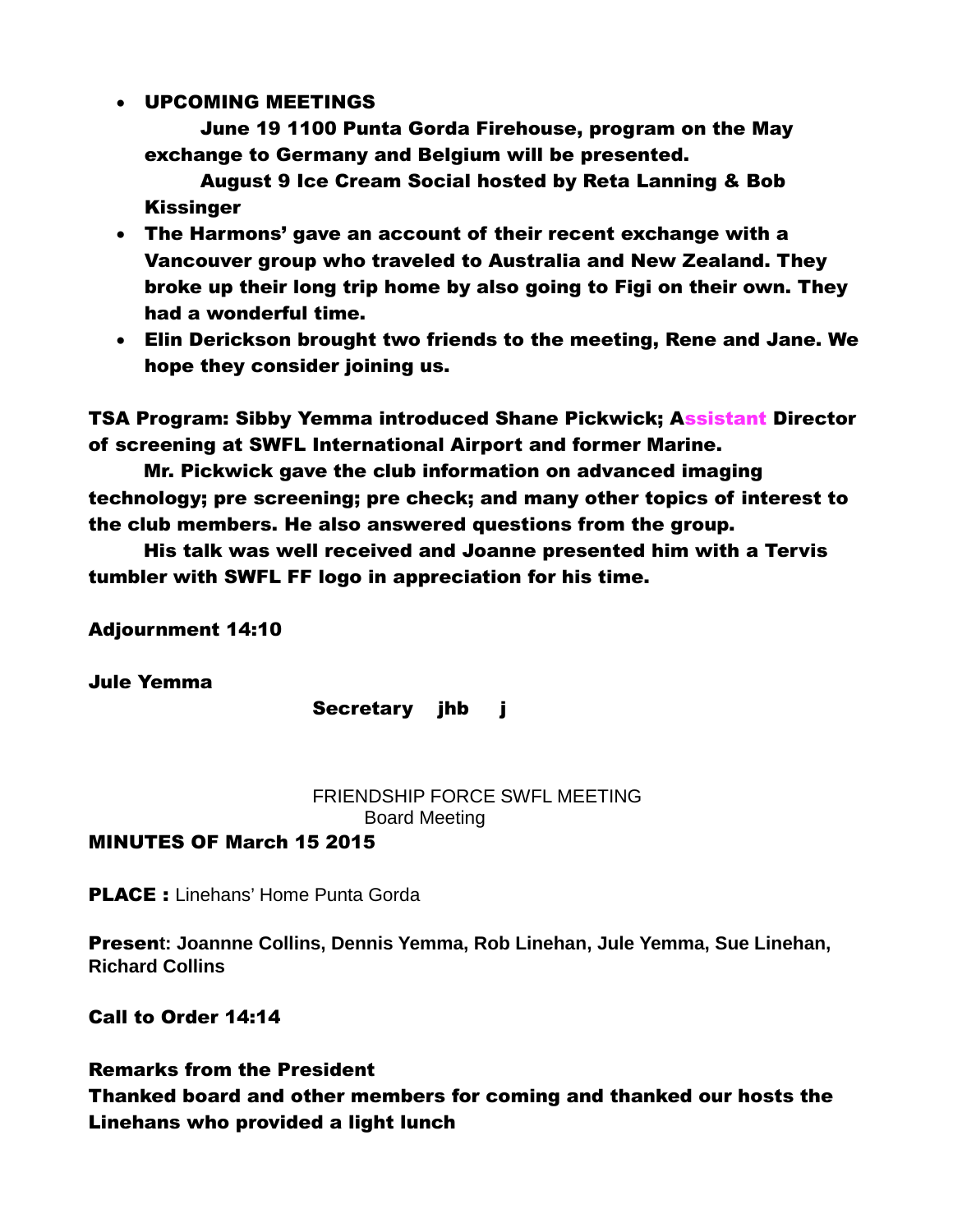- **UPCOMING MEETINGS**
  **June 19 1100 Punta Gorda Firehouse, program on the May exchange to Germany and Belgium will be presented.**
  **August 9 Ice Cream Social hosted by Reta Lanning & Bob Kissinger**
- **The Harmons' gave an account of their recent exchange with a Vancouver group who traveled to Australia and New Zealand. They broke up their long trip home by also going to Figi on their own. They had a wonderful time.**
- **Elin Derickson brought two friends to the meeting, Rene and Jane. We hope they consider joining us.**

**TSA Program: Sibby Yemma introduced Shane Pickwick; Assistant Director of screening at SWFL International Airport and former Marine.**

**Mr. Pickwick gave the club information on advanced imaging technology; pre screening; pre check; and many other topics of interest to the club members. He also answered questions from the group.**

**His talk was well received and Joanne presented him with a Tervis tumbler with SWFL FF logo in appreciation for his time.**

**Adjournment 14:10**

**Jule Yemma**

**Secretary jhb j**

FRIENDSHIP FORCE SWFL MEETING
Board Meeting

**MINUTES OF March 15 2015**

**PLACE :** Linehans' Home Punta Gorda

**Present: Joannne Collins, Dennis Yemma, Rob Linehan, Jule Yemma, Sue Linehan, Richard Collins**

**Call to Order 14:14**

**Remarks from the President**
**Thanked board and other members for coming and thanked our hosts the Linehans who provided a light lunch**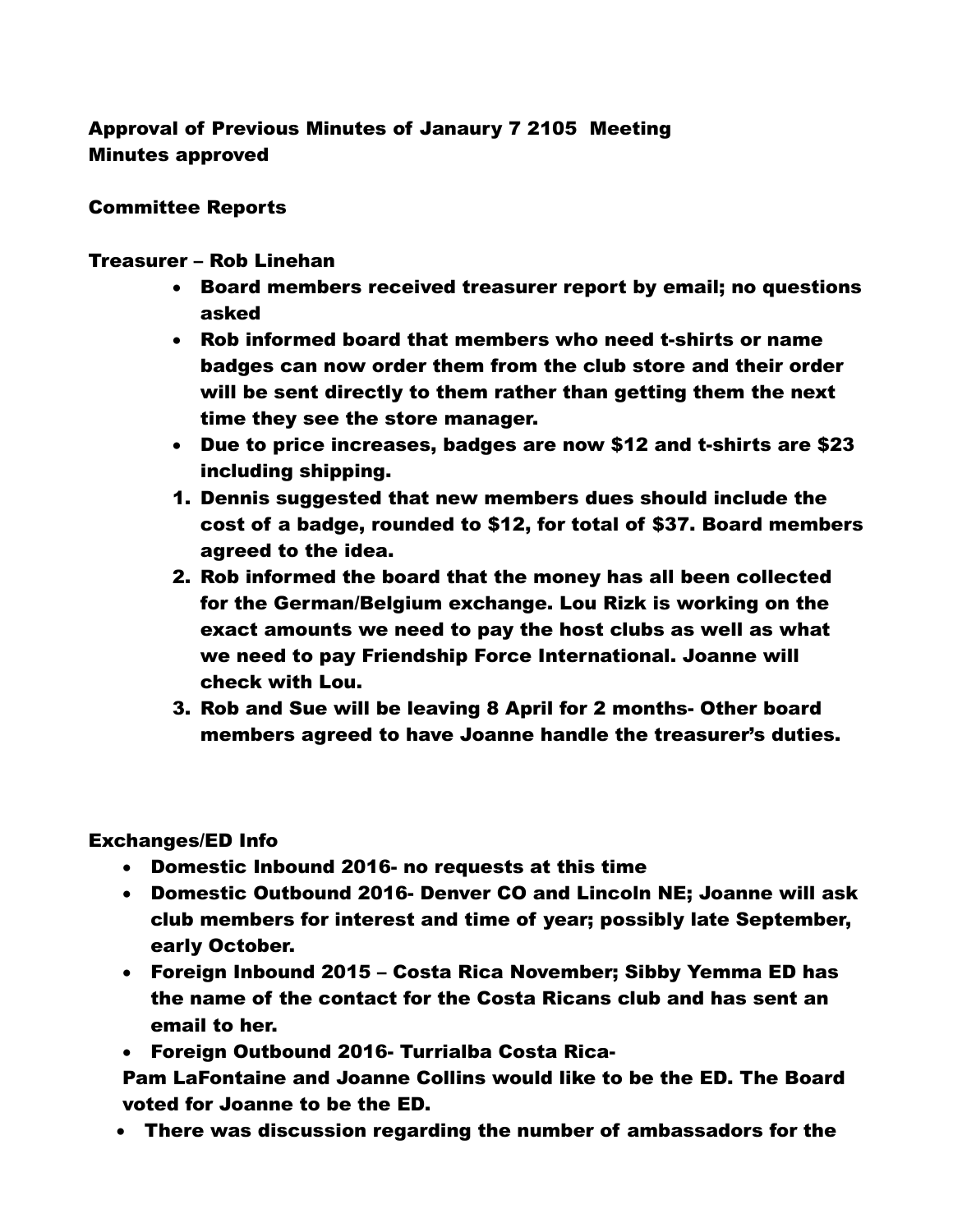**Approval of Previous Minutes of Janaury 7 2105 Meeting**
**Minutes approved**

**Committee Reports**

**Treasurer – Rob Linehan**

- Board members received treasurer report by email; no questions asked
- Rob informed board that members who need t-shirts or name badges can now order them from the club store and their order will be sent directly to them rather than getting them the next time they see the store manager.
- Due to price increases, badges are now $12 and t-shirts are $23 including shipping.

1. Dennis suggested that new members dues should include the cost of a badge, rounded to $12, for total of $37. Board members agreed to the idea.
2. Rob informed the board that the money has all been collected for the German/Belgium exchange. Lou Rizk is working on the exact amounts we need to pay the host clubs as well as what we need to pay Friendship Force International. Joanne will check with Lou.
3. Rob and Sue will be leaving 8 April for 2 months- Other board members agreed to have Joanne handle the treasurer's duties.

**Exchanges/ED Info**

- Domestic Inbound 2016- no requests at this time
- Domestic Outbound 2016- Denver CO and Lincoln NE; Joanne will ask club members for interest and time of year; possibly late September, early October.
- Foreign Inbound 2015 – Costa Rica November; Sibby Yemma ED has the name of the contact for the Costa Ricans club and has sent an email to her.
- Foreign Outbound 2016- Turrialba Costa Rica-

Pam LaFontaine and Joanne Collins would like to be the ED. The Board voted for Joanne to be the ED.

- There was discussion regarding the number of ambassadors for the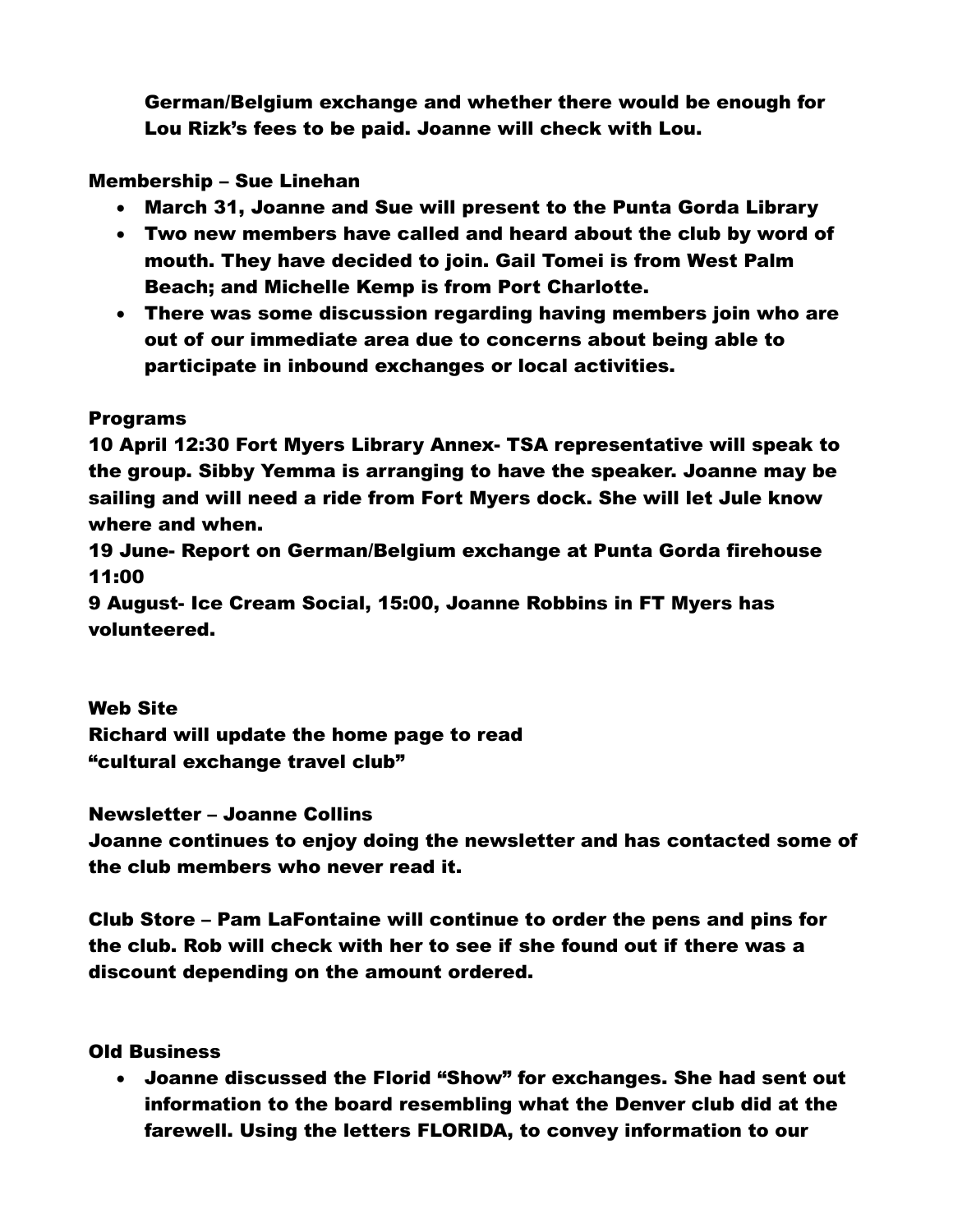German/Belgium exchange and whether there would be enough for Lou Rizk's fees to be paid. Joanne will check with Lou.

**Membership – Sue Linehan**

- March 31, Joanne and Sue will present to the Punta Gorda Library
- Two new members have called and heard about the club by word of mouth. They have decided to join. Gail Tomei is from West Palm Beach; and Michelle Kemp is from Port Charlotte.
- There was some discussion regarding having members join who are out of our immediate area due to concerns about being able to participate in inbound exchanges or local activities.

**Programs**

10 April 12:30 Fort Myers Library Annex- TSA representative will speak to the group. Sibby Yemma is arranging to have the speaker. Joanne may be sailing and will need a ride from Fort Myers dock. She will let Jule know where and when.
19 June- Report on German/Belgium exchange at Punta Gorda firehouse 11:00
9 August- Ice Cream Social, 15:00, Joanne Robbins in FT Myers has volunteered.

**Web Site**

Richard will update the home page to read "cultural exchange travel club"

**Newsletter – Joanne Collins**

Joanne continues to enjoy doing the newsletter and has contacted some of the club members who never read it.

Club Store – Pam LaFontaine will continue to order the pens and pins for the club. Rob will check with her to see if she found out if there was a discount depending on the amount ordered.

**Old Business**

- Joanne discussed the Florid "Show" for exchanges. She had sent out information to the board resembling what the Denver club did at the farewell. Using the letters FLORIDA, to convey information to our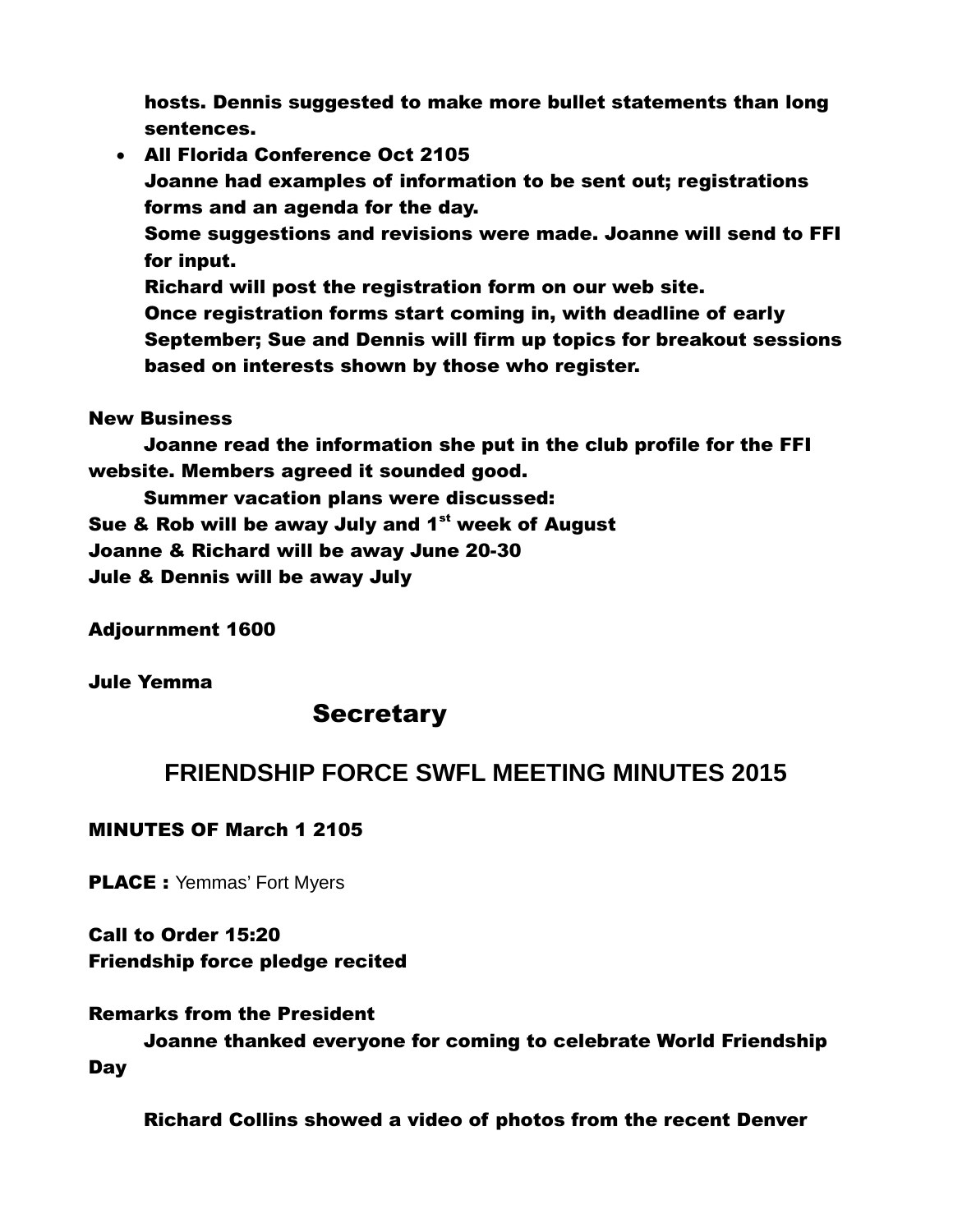hosts. Dennis suggested to make more bullet statements than long sentences.

- All Florida Conference Oct 2105
  Joanne had examples of information to be sent out; registrations forms and an agenda for the day.
  Some suggestions and revisions were made. Joanne will send to FFI for input.
  Richard will post the registration form on our web site.
  Once registration forms start coming in, with deadline of early September; Sue and Dennis will firm up topics for breakout sessions based on interests shown by those who register.

**New Business**

Joanne read the information she put in the club profile for the FFI website. Members agreed it sounded good.

Summer vacation plans were discussed:
Sue & Rob will be away July and 1st week of August
Joanne & Richard will be away June 20-30
Jule & Dennis will be away July

**Adjournment 1600**

**Jule Yemma**

**Secretary**

## FRIENDSHIP FORCE SWFL MEETING MINUTES 2015

**MINUTES OF March 1 2105**

**PLACE :** Yemmas' Fort Myers

**Call to Order 15:20**
**Friendship force pledge recited**

**Remarks from the President**

Joanne thanked everyone for coming to celebrate World Friendship Day

Richard Collins showed a video of photos from the recent Denver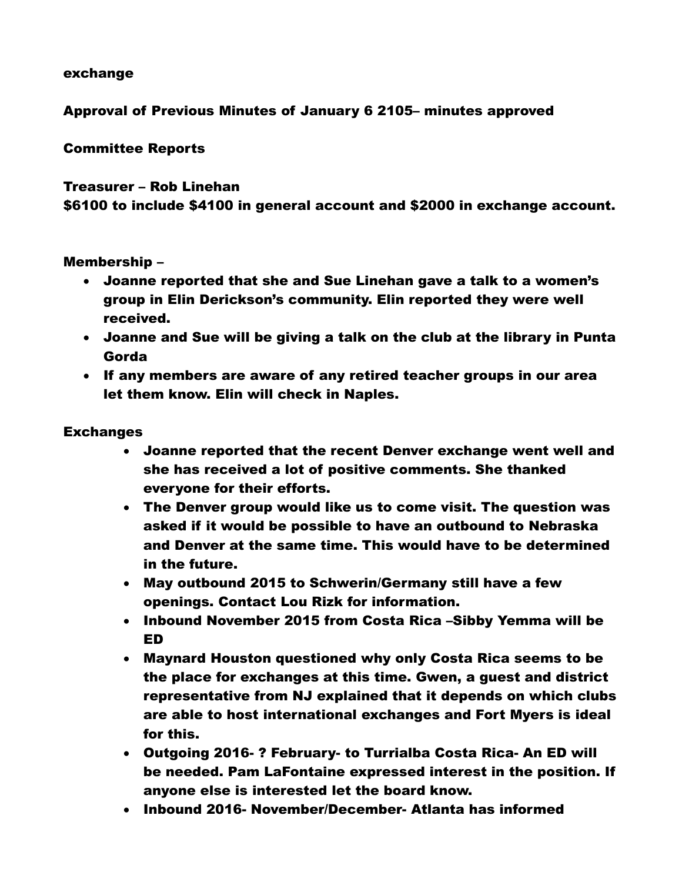**exchange**

**Approval of Previous Minutes of January 6 2105– minutes approved**

**Committee Reports**

**Treasurer – Rob Linehan**
**$6100 to include $4100 in general account and $2000 in exchange account.**

**Membership –**

- **Joanne reported that she and Sue Linehan gave a talk to a women's group in Elin Derickson's community. Elin reported they were well received.**
- **Joanne and Sue will be giving a talk on the club at the library in Punta Gorda**
- **If any members are aware of any retired teacher groups in our area let them know. Elin will check in Naples.**

**Exchanges**

- **Joanne reported that the recent Denver exchange went well and she has received a lot of positive comments. She thanked everyone for their efforts.**
- **The Denver group would like us to come visit. The question was asked if it would be possible to have an outbound to Nebraska and Denver at the same time. This would have to be determined in the future.**
- **May outbound 2015 to Schwerin/Germany still have a few openings. Contact Lou Rizk for information.**
- **Inbound November 2015 from Costa Rica –Sibby Yemma will be ED**
- **Maynard Houston questioned why only Costa Rica seems to be the place for exchanges at this time. Gwen, a guest and district representative from NJ explained that it depends on which clubs are able to host international exchanges and Fort Myers is ideal for this.**
- **Outgoing 2016- ? February- to Turrialba Costa Rica- An ED will be needed. Pam LaFontaine expressed interest in the position. If anyone else is interested let the board know.**
- **Inbound 2016- November/December- Atlanta has informed**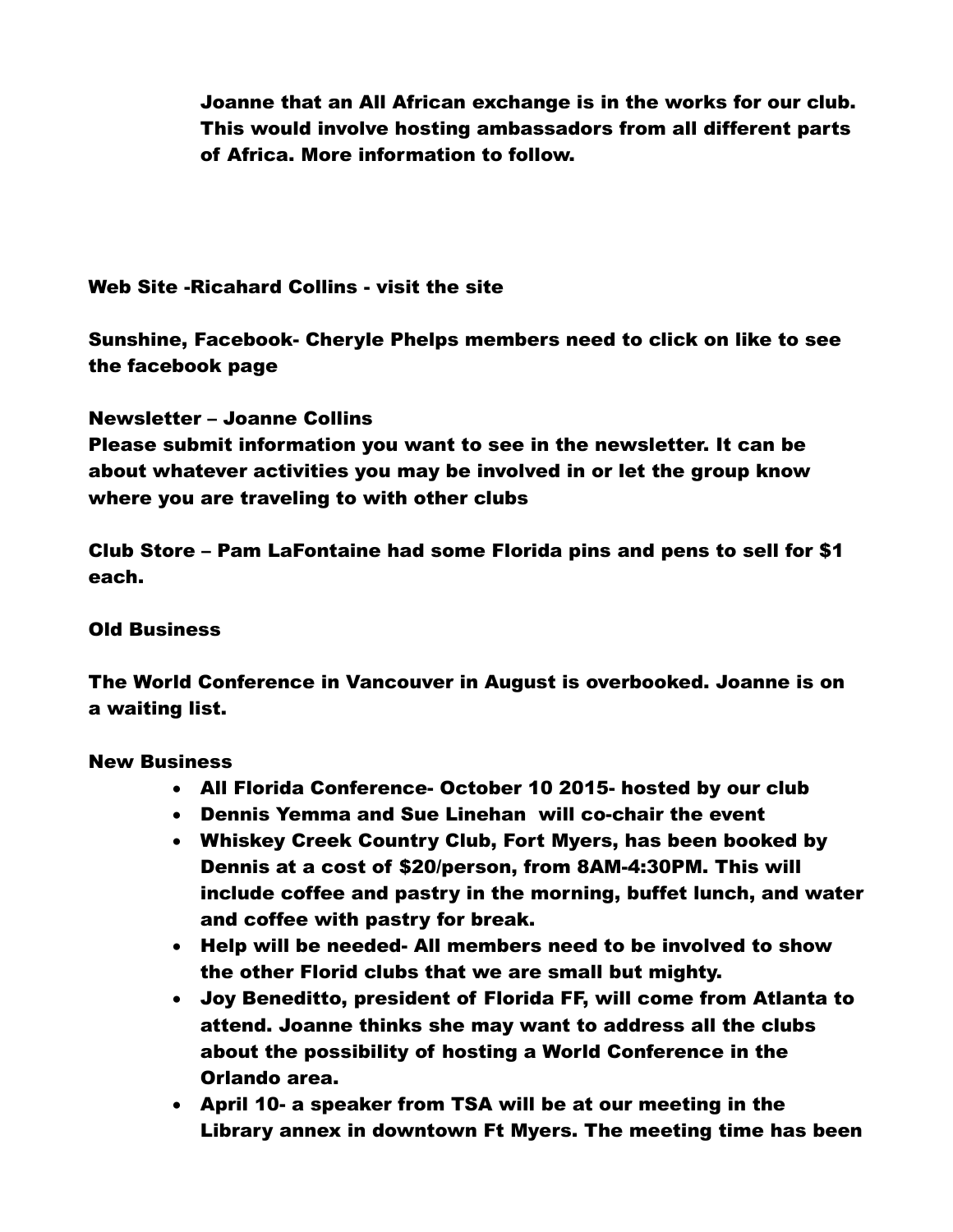Joanne that an All African exchange is in the works for our club. This would involve hosting ambassadors from all different parts of Africa. More information to follow.

Web Site -Ricahard Collins - visit the site

Sunshine, Facebook- Cheryle Phelps members need to click on like to see the facebook page

Newsletter – Joanne Collins
Please submit information you want to see in the newsletter. It can be about whatever activities you may be involved in or let the group know where you are traveling to with other clubs

Club Store – Pam LaFontaine had some Florida pins and pens to sell for $1 each.

Old Business

The World Conference in Vancouver in August is overbooked. Joanne is on a waiting list.

New Business

- All Florida Conference- October 10 2015- hosted by our club
- Dennis Yemma and Sue Linehan will co-chair the event
- Whiskey Creek Country Club, Fort Myers, has been booked by Dennis at a cost of $20/person, from 8AM-4:30PM. This will include coffee and pastry in the morning, buffet lunch, and water and coffee with pastry for break.
- Help will be needed- All members need to be involved to show the other Florid clubs that we are small but mighty.
- Joy Beneditto, president of Florida FF, will come from Atlanta to attend. Joanne thinks she may want to address all the clubs about the possibility of hosting a World Conference in the Orlando area.
- April 10- a speaker from TSA will be at our meeting in the Library annex in downtown Ft Myers. The meeting time has been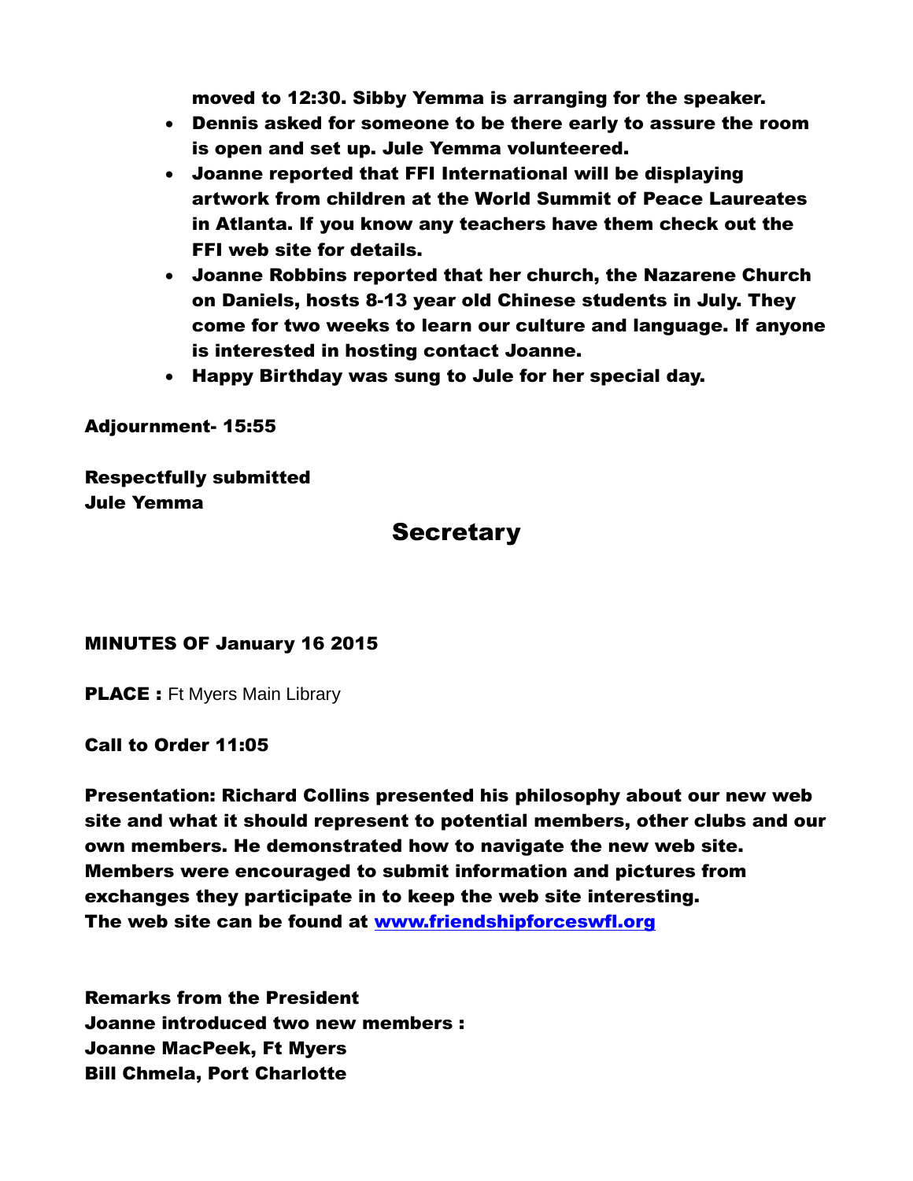moved to 12:30. Sibby Yemma is arranging for the speaker.

- Dennis asked for someone to be there early to assure the room is open and set up. Jule Yemma volunteered.
- Joanne reported that FFI International will be displaying artwork from children at the World Summit of Peace Laureates in Atlanta. If you know any teachers have them check out the FFI web site for details.
- Joanne Robbins reported that her church, the Nazarene Church on Daniels, hosts 8-13 year old Chinese students in July. They come for two weeks to learn our culture and language. If anyone is interested in hosting contact Joanne.
- Happy Birthday was sung to Jule for her special day.

**Adjournment- 15:55**

**Respectfully submitted**
**Jule Yemma**

## Secretary

**MINUTES OF January 16 2015**

**PLACE :** Ft Myers Main Library

**Call to Order 11:05**

**Presentation: Richard Collins presented his philosophy about our new web site and what it should represent to potential members, other clubs and our own members. He demonstrated how to navigate the new web site. Members were encouraged to submit information and pictures from exchanges they participate in to keep the web site interesting.**
**The web site can be found at [www.friendshipforceswfl.org](http://www.friendshipforceswfl.org)**

**Remarks from the President**
**Joanne introduced two new members :**
**Joanne MacPeek, Ft Myers**
**Bill Chmela, Port Charlotte**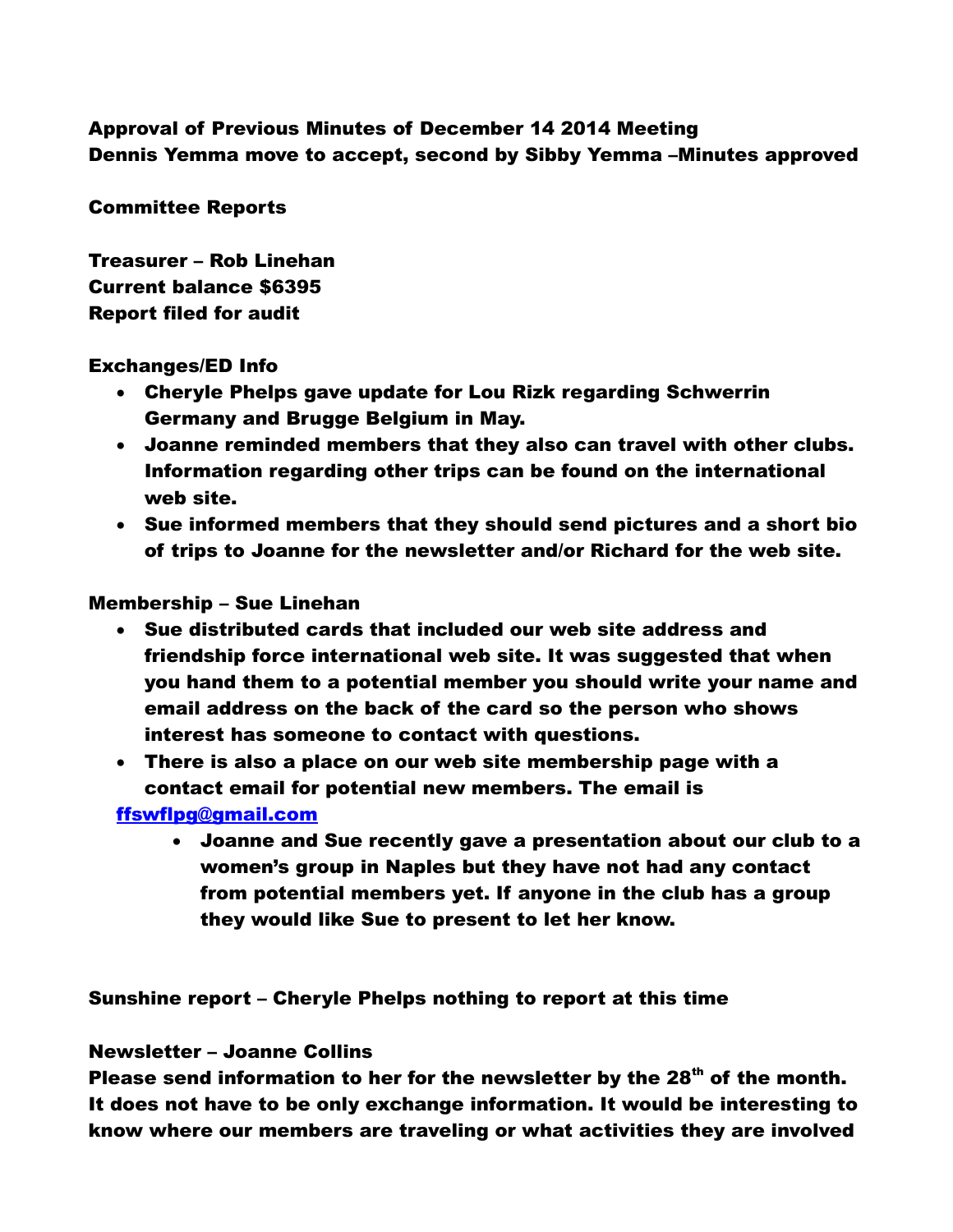**Approval of Previous Minutes of December 14 2014 Meeting**
**Dennis Yemma move to accept, second by Sibby Yemma –Minutes approved**

**Committee Reports**

**Treasurer – Rob Linehan**
**Current balance $6395**
**Report filed for audit**

**Exchanges/ED Info**

- **Cheryle Phelps gave update for Lou Rizk regarding Schwerrin Germany and Brugge Belgium in May.**
- **Joanne reminded members that they also can travel with other clubs. Information regarding other trips can be found on the international web site.**
- **Sue informed members that they should send pictures and a short bio of trips to Joanne for the newsletter and/or Richard for the web site.**

**Membership – Sue Linehan**

- **Sue distributed cards that included our web site address and friendship force international web site. It was suggested that when you hand them to a potential member you should write your name and email address on the back of the card so the person who shows interest has someone to contact with questions.**
- **There is also a place on our web site membership page with a contact email for potential new members. The email is**

**ffswflpg@gmail.com**

- **Joanne and Sue recently gave a presentation about our club to a women's group in Naples but they have not had any contact from potential members yet. If anyone in the club has a group they would like Sue to present to let her know.**

**Sunshine report – Cheryle Phelps nothing to report at this time**

**Newsletter – Joanne Collins**
**Please send information to her for the newsletter by the 28th of the month. It does not have to be only exchange information. It would be interesting to know where our members are traveling or what activities they are involved**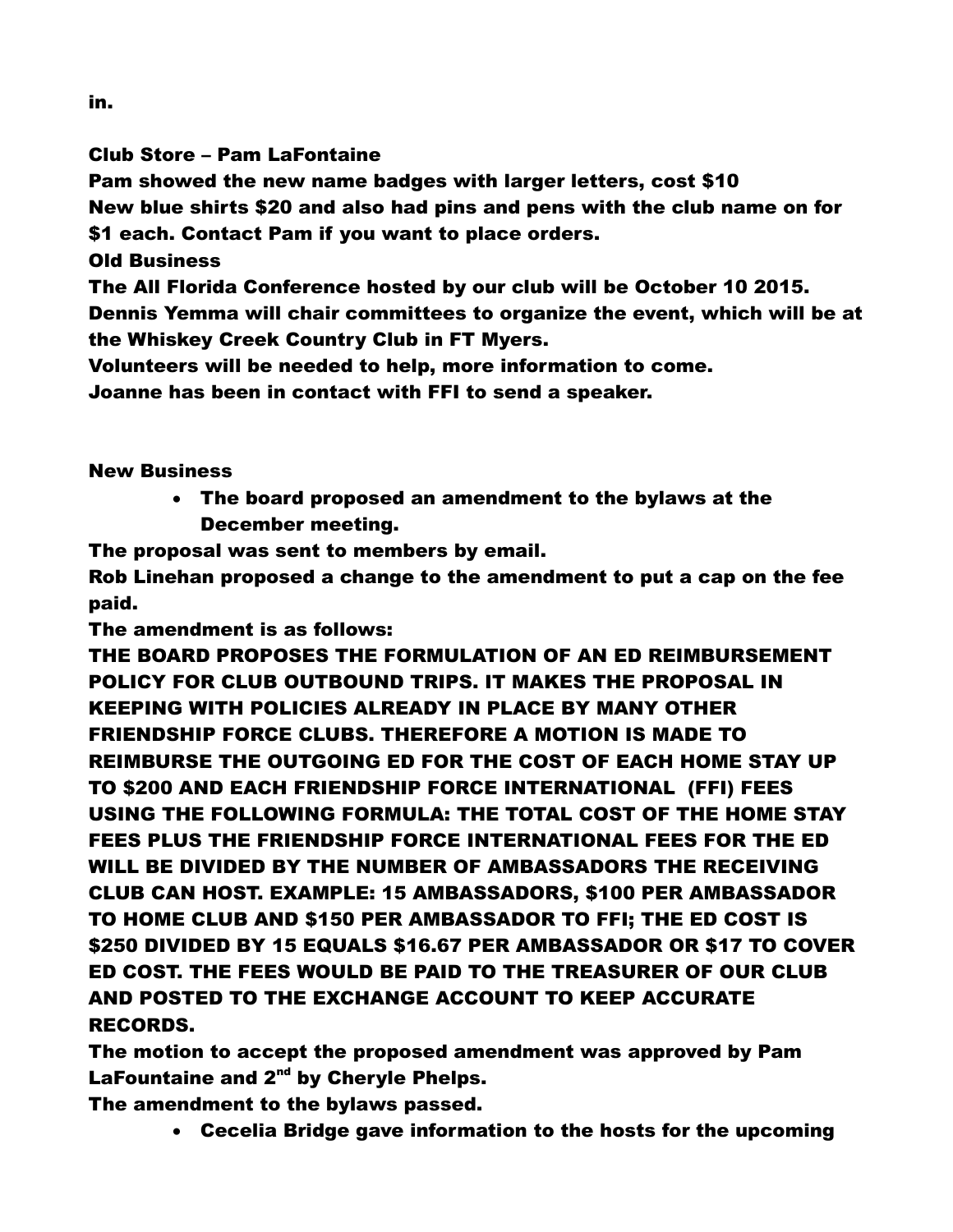in.

**Club Store – Pam LaFontaine**

**Pam showed the new name badges with larger letters, cost $10**
**New blue shirts $20 and also had pins and pens with the club name on for $1 each. Contact Pam if you want to place orders.**

**Old Business**

**The All Florida Conference hosted by our club will be October 10 2015. Dennis Yemma will chair committees to organize the event, which will be at the Whiskey Creek Country Club in FT Myers.**
**Volunteers will be needed to help, more information to come.**
**Joanne has been in contact with FFI to send a speaker.**

**New Business**

- **The board proposed an amendment to the bylaws at the December meeting.**

**The proposal was sent to members by email.**
**Rob Linehan proposed a change to the amendment to put a cap on the fee paid.**
**The amendment is as follows:**
**THE BOARD PROPOSES THE FORMULATION OF AN ED REIMBURSEMENT POLICY FOR CLUB OUTBOUND TRIPS. IT MAKES THE PROPOSAL IN KEEPING WITH POLICIES ALREADY IN PLACE BY MANY OTHER FRIENDSHIP FORCE CLUBS. THEREFORE A MOTION IS MADE TO REIMBURSE THE OUTGOING ED FOR THE COST OF EACH HOME STAY UP TO $200 AND EACH FRIENDSHIP FORCE INTERNATIONAL (FFI) FEES USING THE FOLLOWING FORMULA: THE TOTAL COST OF THE HOME STAY FEES PLUS THE FRIENDSHIP FORCE INTERNATIONAL FEES FOR THE ED WILL BE DIVIDED BY THE NUMBER OF AMBASSADORS THE RECEIVING CLUB CAN HOST. EXAMPLE: 15 AMBASSADORS, $100 PER AMBASSADOR TO HOME CLUB AND $150 PER AMBASSADOR TO FFI; THE ED COST IS $250 DIVIDED BY 15 EQUALS $16.67 PER AMBASSADOR OR $17 TO COVER ED COST. THE FEES WOULD BE PAID TO THE TREASURER OF OUR CLUB AND POSTED TO THE EXCHANGE ACCOUNT TO KEEP ACCURATE RECORDS.**
**The motion to accept the proposed amendment was approved by Pam LaFountaine and 2nd by Cheryle Phelps.**
**The amendment to the bylaws passed.**

- **Cecelia Bridge gave information to the hosts for the upcoming**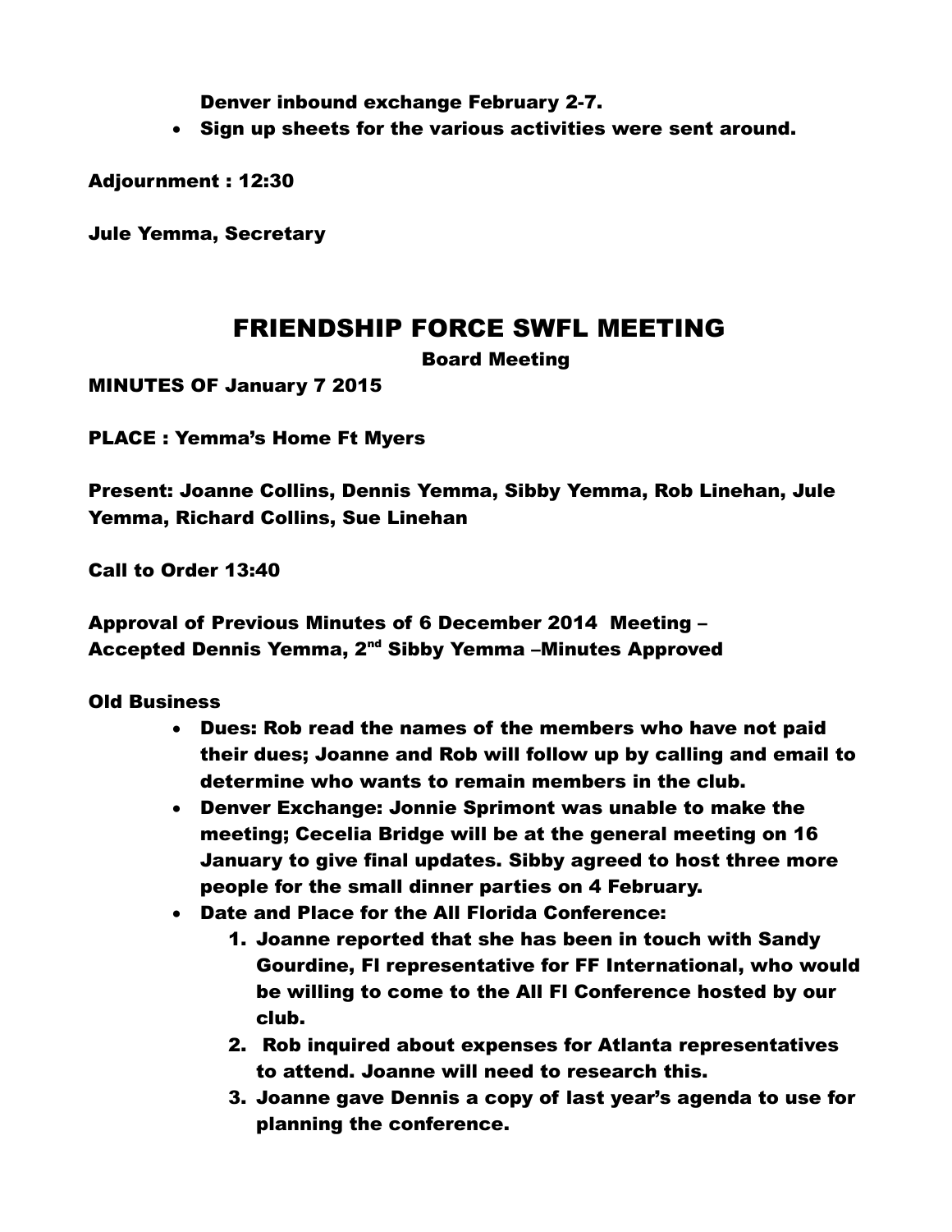**Denver inbound exchange February 2-7.**

- **Sign up sheets for the various activities were sent around.**

**Adjournment : 12:30**

**Jule Yemma, Secretary**

# FRIENDSHIP FORCE SWFL MEETING

**Board Meeting**

**MINUTES OF January 7 2015**

**PLACE : Yemma's Home Ft Myers**

**Present: Joanne Collins, Dennis Yemma, Sibby Yemma, Rob Linehan, Jule Yemma, Richard Collins, Sue Linehan**

**Call to Order 13:40**

**Approval of Previous Minutes of 6 December 2014 Meeting – Accepted Dennis Yemma, 2nd Sibby Yemma –Minutes Approved**

**Old Business**

- **Dues: Rob read the names of the members who have not paid their dues; Joanne and Rob will follow up by calling and email to determine who wants to remain members in the club.**
- **Denver Exchange: Jonnie Sprimont was unable to make the meeting; Cecelia Bridge will be at the general meeting on 16 January to give final updates. Sibby agreed to host three more people for the small dinner parties on 4 February.**
- **Date and Place for the All Florida Conference:**
    1. **Joanne reported that she has been in touch with Sandy Gourdine, Fl representative for FF International, who would be willing to come to the All Fl Conference hosted by our club.**
    2. **Rob inquired about expenses for Atlanta representatives to attend. Joanne will need to research this.**
    3. **Joanne gave Dennis a copy of last year's agenda to use for planning the conference.**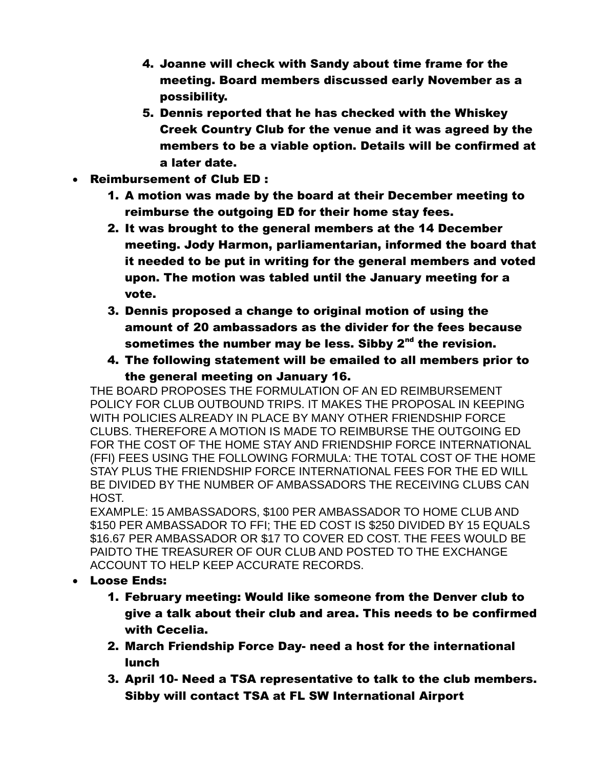4. **Joanne will check with Sandy about time frame for the meeting. Board members discussed early November as a possibility.**
5. **Dennis reported that he has checked with the Whiskey Creek Country Club for the venue and it was agreed by the members to be a viable option. Details will be confirmed at a later date.**

- **Reimbursement of Club ED :**
  1. **A motion was made by the board at their December meeting to reimburse the outgoing ED for their home stay fees.**
  2. **It was brought to the general members at the 14 December meeting. Jody Harmon, parliamentarian, informed the board that it needed to be put in writing for the general members and voted upon. The motion was tabled until the January meeting for a vote.**
  3. **Dennis proposed a change to original motion of using the amount of 20 ambassadors as the divider for the fees because sometimes the number may be less. Sibby 2nd the revision.**
  4. **The following statement will be emailed to all members prior to the general meeting on January 16.**

THE BOARD PROPOSES THE FORMULATION OF AN ED REIMBURSEMENT POLICY FOR CLUB OUTBOUND TRIPS. IT MAKES THE PROPOSAL IN KEEPING WITH POLICIES ALREADY IN PLACE BY MANY OTHER FRIENDSHIP FORCE CLUBS. THEREFORE A MOTION IS MADE TO REIMBURSE THE OUTGOING ED FOR THE COST OF THE HOME STAY AND FRIENDSHIP FORCE INTERNATIONAL (FFI) FEES USING THE FOLLOWING FORMULA: THE TOTAL COST OF THE HOME STAY PLUS THE FRIENDSHIP FORCE INTERNATIONAL FEES FOR THE ED WILL BE DIVIDED BY THE NUMBER OF AMBASSADORS THE RECEIVING CLUBS CAN HOST.

EXAMPLE: 15 AMBASSADORS, $100 PER AMBASSADOR TO HOME CLUB AND $150 PER AMBASSADOR TO FFI; THE ED COST IS $250 DIVIDED BY 15 EQUALS $16.67 PER AMBASSADOR OR $17 TO COVER ED COST. THE FEES WOULD BE PAIDTO THE TREASURER OF OUR CLUB AND POSTED TO THE EXCHANGE ACCOUNT TO HELP KEEP ACCURATE RECORDS.

- **Loose Ends:**
  1. **February meeting: Would like someone from the Denver club to give a talk about their club and area. This needs to be confirmed with Cecelia.**
  2. **March Friendship Force Day- need a host for the international lunch**
  3. **April 10- Need a TSA representative to talk to the club members. Sibby will contact TSA at FL SW International Airport**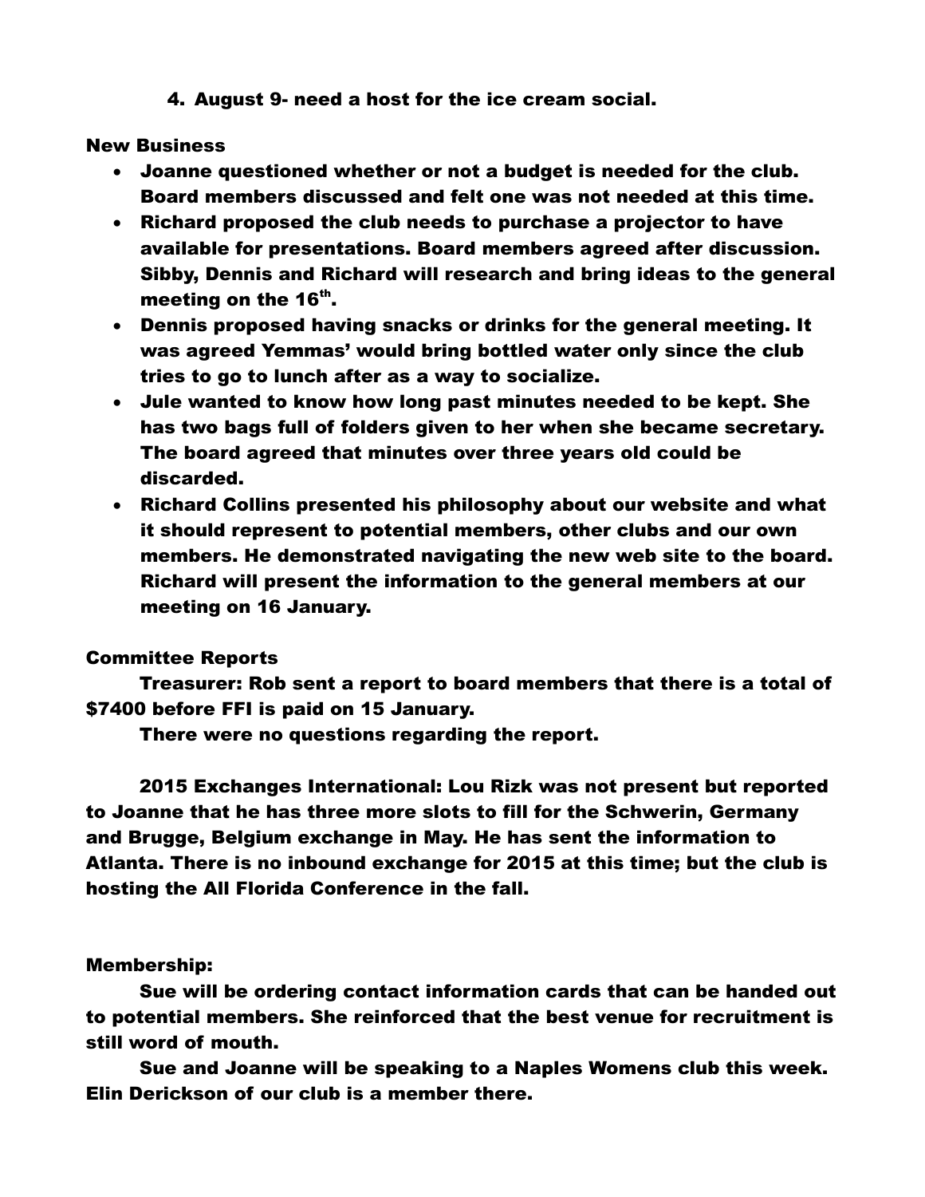4. August 9- need a host for the ice cream social.

**New Business**

- Joanne questioned whether or not a budget is needed for the club. Board members discussed and felt one was not needed at this time.
- Richard proposed the club needs to purchase a projector to have available for presentations. Board members agreed after discussion. Sibby, Dennis and Richard will research and bring ideas to the general meeting on the 16th.
- Dennis proposed having snacks or drinks for the general meeting. It was agreed Yemmas' would bring bottled water only since the club tries to go to lunch after as a way to socialize.
- Jule wanted to know how long past minutes needed to be kept. She has two bags full of folders given to her when she became secretary. The board agreed that minutes over three years old could be discarded.
- Richard Collins presented his philosophy about our website and what it should represent to potential members, other clubs and our own members. He demonstrated navigating the new web site to the board. Richard will present the information to the general members at our meeting on 16 January.

**Committee Reports**

Treasurer: Rob sent a report to board members that there is a total of $7400 before FFI is paid on 15 January.

There were no questions regarding the report.

2015 Exchanges International: Lou Rizk was not present but reported to Joanne that he has three more slots to fill for the Schwerin, Germany and Brugge, Belgium exchange in May. He has sent the information to Atlanta. There is no inbound exchange for 2015 at this time; but the club is hosting the All Florida Conference in the fall.

**Membership:**

Sue will be ordering contact information cards that can be handed out to potential members. She reinforced that the best venue for recruitment is still word of mouth.

Sue and Joanne will be speaking to a Naples Womens club this week. Elin Derickson of our club is a member there.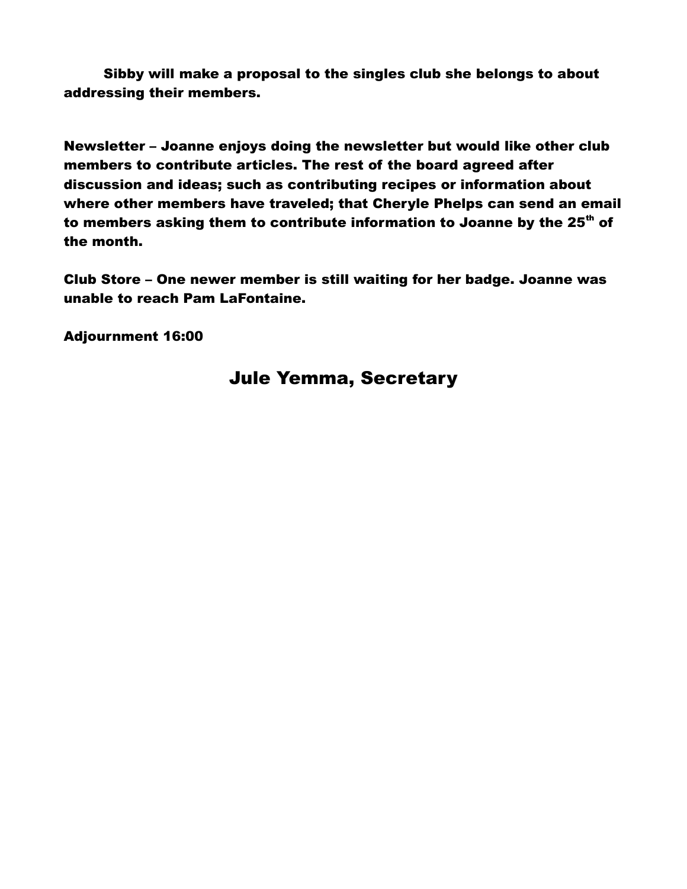Sibby will make a proposal to the singles club she belongs to about addressing their members.

Newsletter – Joanne enjoys doing the newsletter but would like other club members to contribute articles. The rest of the board agreed after discussion and ideas; such as contributing recipes or information about where other members have traveled; that Cheryle Phelps can send an email to members asking them to contribute information to Joanne by the 25th of the month.

Club Store – One newer member is still waiting for her badge. Joanne was unable to reach Pam LaFontaine.

Adjournment 16:00

Jule Yemma, Secretary